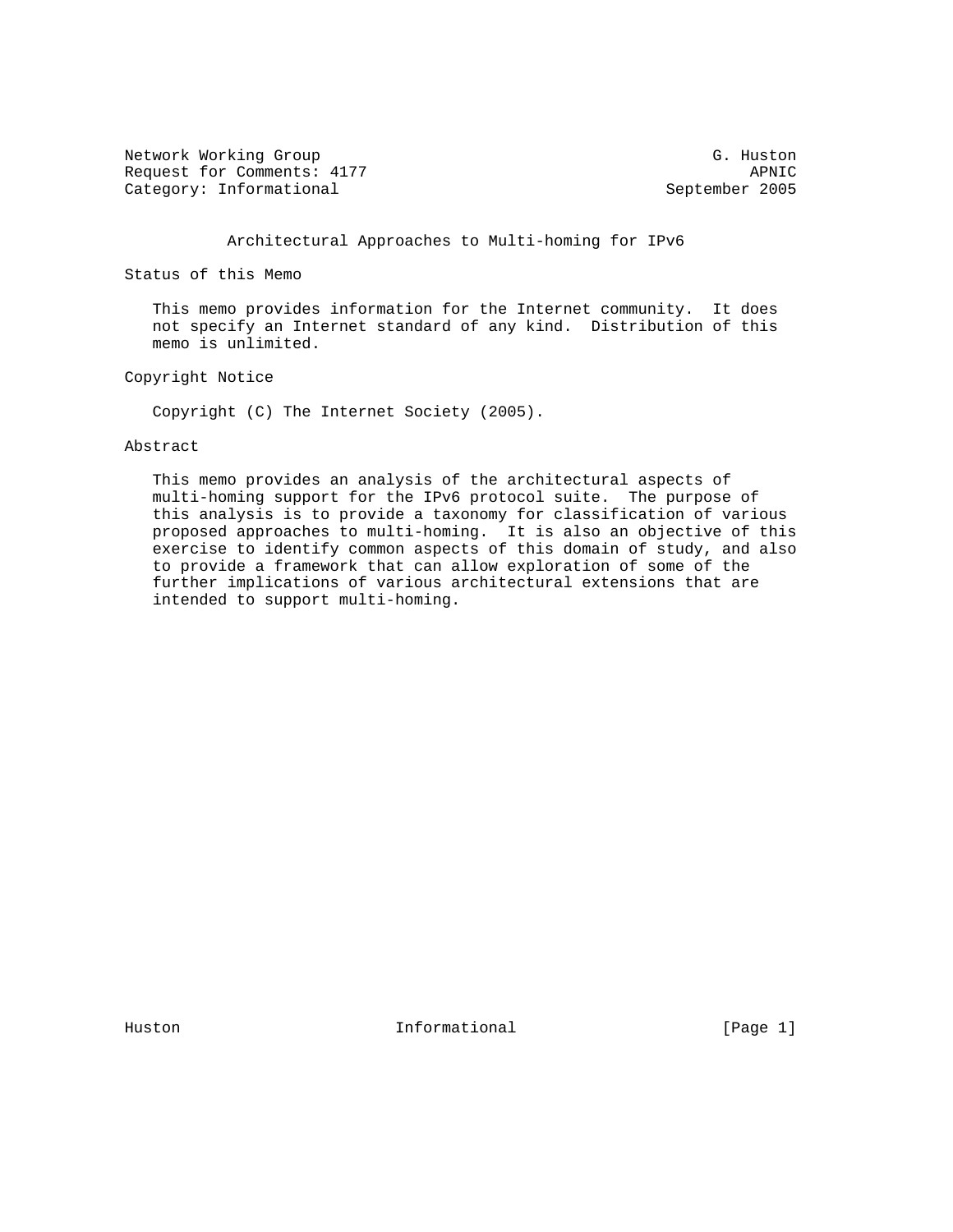Network Working Group G. Huston
Request for Comments: 4177 APNIC
Category: Informational September 2005

# Architectural Approaches to Multi-homing for IPv6

## Status of this Memo

This memo provides information for the Internet community. It does not specify an Internet standard of any kind. Distribution of this memo is unlimited.

## Copyright Notice

Copyright (C) The Internet Society (2005).

## Abstract

This memo provides an analysis of the architectural aspects of multi-homing support for the IPv6 protocol suite. The purpose of this analysis is to provide a taxonomy for classification of various proposed approaches to multi-homing. It is also an objective of this exercise to identify common aspects of this domain of study, and also to provide a framework that can allow exploration of some of the further implications of various architectural extensions that are intended to support multi-homing.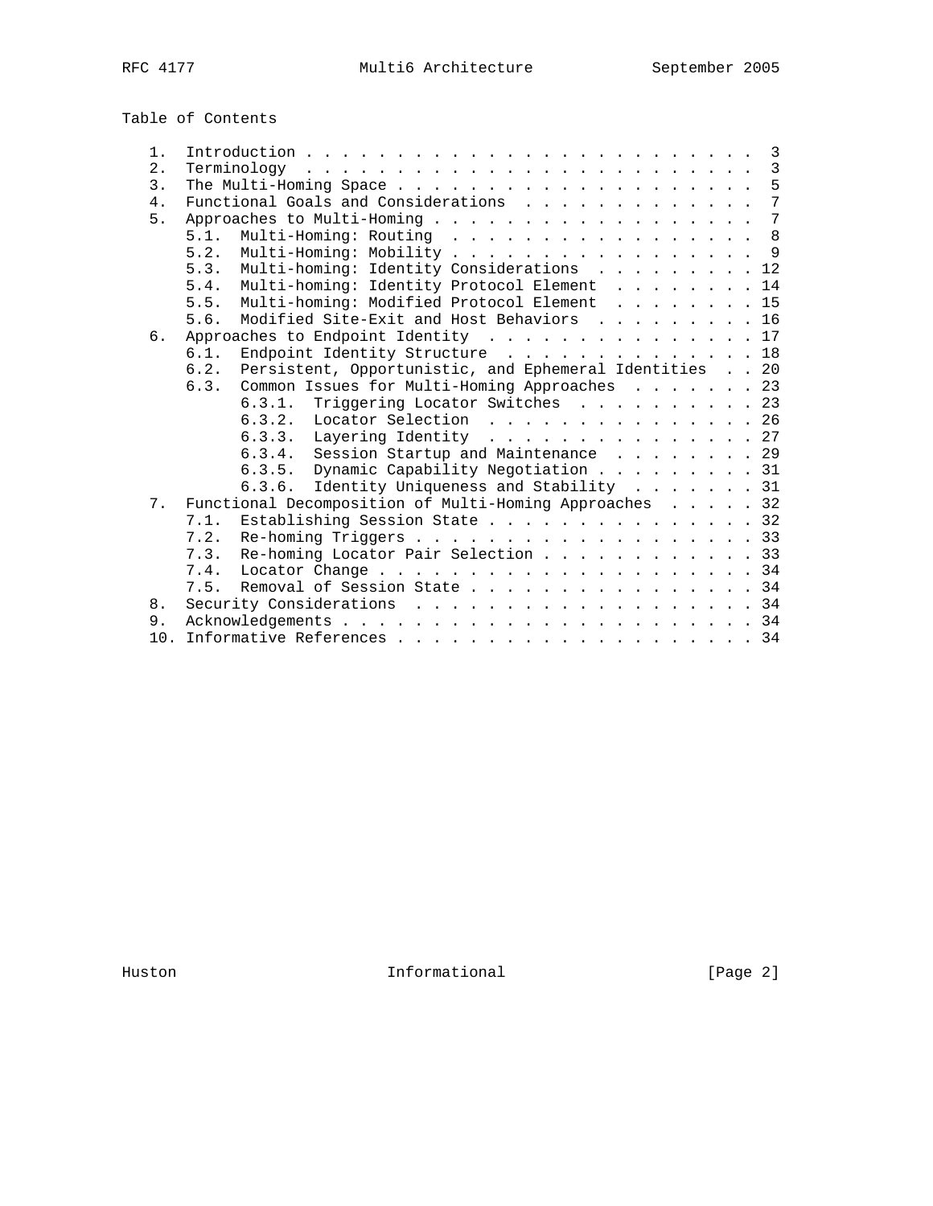Table of Contents

```
   1.  Introduction . . . . . . . . . . . . . . . . . . . . . . . . .  3
   2.  Terminology  . . . . . . . . . . . . . . . . . . . . . . . . .  3
   3.  The Multi-Homing Space . . . . . . . . . . . . . . . . . . . .  5
   4.  Functional Goals and Considerations  . . . . . . . . . . . . .  7
   5.  Approaches to Multi-Homing . . . . . . . . . . . . . . . . . .  7
       5.1.  Multi-Homing: Routing  . . . . . . . . . . . . . . . . .  8
       5.2.  Multi-Homing: Mobility . . . . . . . . . . . . . . . . .  9
       5.3.  Multi-homing: Identity Considerations  . . . . . . . . . 12
       5.4.  Multi-homing: Identity Protocol Element  . . . . . . . . 14
       5.5.  Multi-homing: Modified Protocol Element  . . . . . . . . 15
       5.6.  Modified Site-Exit and Host Behaviors  . . . . . . . . . 16
   6.  Approaches to Endpoint Identity  . . . . . . . . . . . . . . . 17
       6.1.  Endpoint Identity Structure  . . . . . . . . . . . . . . 18
       6.2.  Persistent, Opportunistic, and Ephemeral Identities  . . 20
       6.3.  Common Issues for Multi-Homing Approaches  . . . . . . . 23
             6.3.1.  Triggering Locator Switches  . . . . . . . . . . 23
             6.3.2.  Locator Selection  . . . . . . . . . . . . . . . 26
             6.3.3.  Layering Identity  . . . . . . . . . . . . . . . 27
             6.3.4.  Session Startup and Maintenance  . . . . . . . . 29
             6.3.5.  Dynamic Capability Negotiation . . . . . . . . . 31
             6.3.6.  Identity Uniqueness and Stability  . . . . . . . 31
   7.  Functional Decomposition of Multi-Homing Approaches  . . . . . 32
       7.1.  Establishing Session State . . . . . . . . . . . . . . . 32
       7.2.  Re-homing Triggers . . . . . . . . . . . . . . . . . . . 33
       7.3.  Re-homing Locator Pair Selection . . . . . . . . . . . . 33
       7.4.  Locator Change . . . . . . . . . . . . . . . . . . . . . 34
       7.5.  Removal of Session State . . . . . . . . . . . . . . . . 34
   8.  Security Considerations  . . . . . . . . . . . . . . . . . . . 34
   9.  Acknowledgements . . . . . . . . . . . . . . . . . . . . . . . 34
   10. Informative References . . . . . . . . . . . . . . . . . . . . 34
```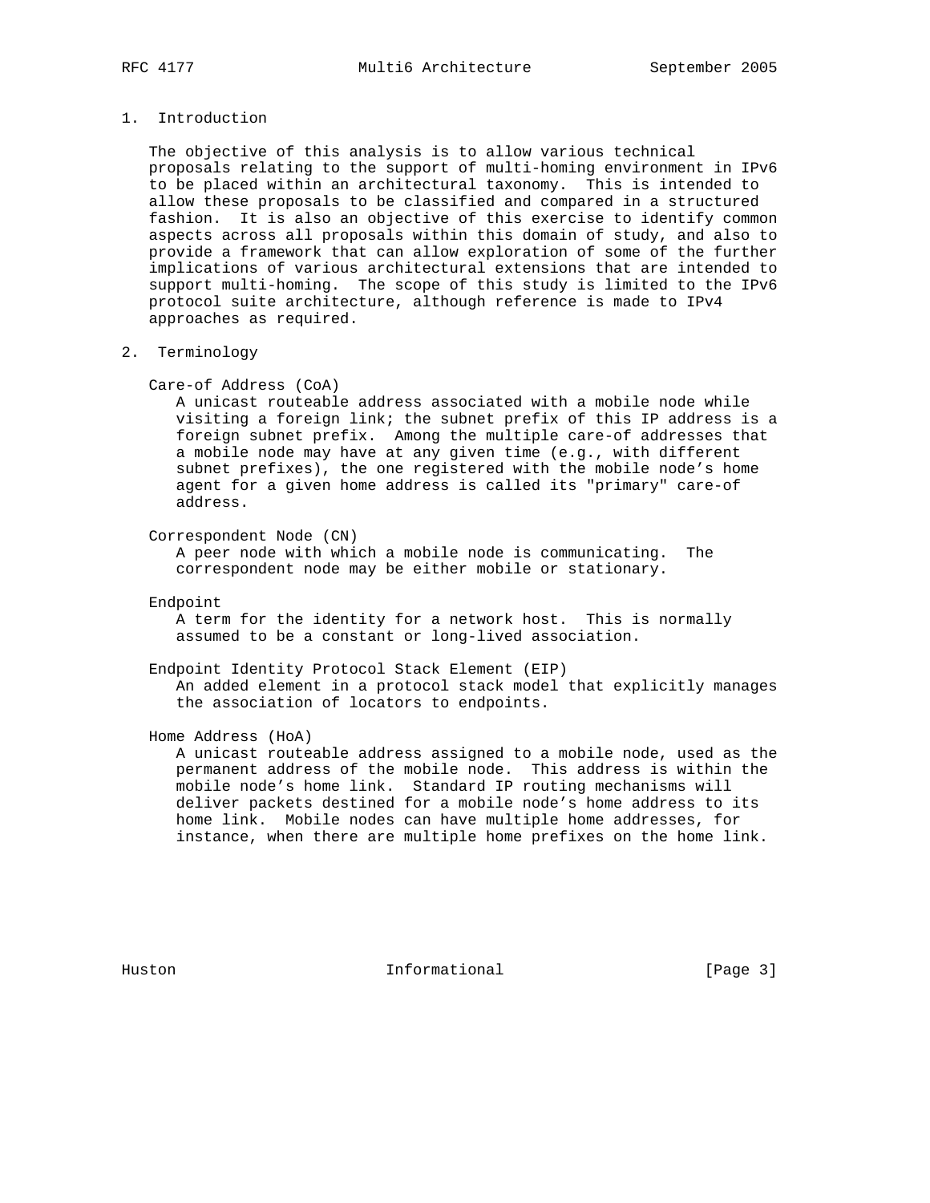## 1. Introduction

The objective of this analysis is to allow various technical proposals relating to the support of multi-homing environment in IPv6 to be placed within an architectural taxonomy. This is intended to allow these proposals to be classified and compared in a structured fashion. It is also an objective of this exercise to identify common aspects across all proposals within this domain of study, and also to provide a framework that can allow exploration of some of the further implications of various architectural extensions that are intended to support multi-homing. The scope of this study is limited to the IPv6 protocol suite architecture, although reference is made to IPv4 approaches as required.

## 2. Terminology

Care-of Address (CoA)
: A unicast routeable address associated with a mobile node while visiting a foreign link; the subnet prefix of this IP address is a foreign subnet prefix. Among the multiple care-of addresses that a mobile node may have at any given time (e.g., with different subnet prefixes), the one registered with the mobile node's home agent for a given home address is called its "primary" care-of address.

Correspondent Node (CN)
: A peer node with which a mobile node is communicating. The correspondent node may be either mobile or stationary.

Endpoint
: A term for the identity for a network host. This is normally assumed to be a constant or long-lived association.

Endpoint Identity Protocol Stack Element (EIP)
: An added element in a protocol stack model that explicitly manages the association of locators to endpoints.

Home Address (HoA)
: A unicast routeable address assigned to a mobile node, used as the permanent address of the mobile node. This address is within the mobile node's home link. Standard IP routing mechanisms will deliver packets destined for a mobile node's home address to its home link. Mobile nodes can have multiple home addresses, for instance, when there are multiple home prefixes on the home link.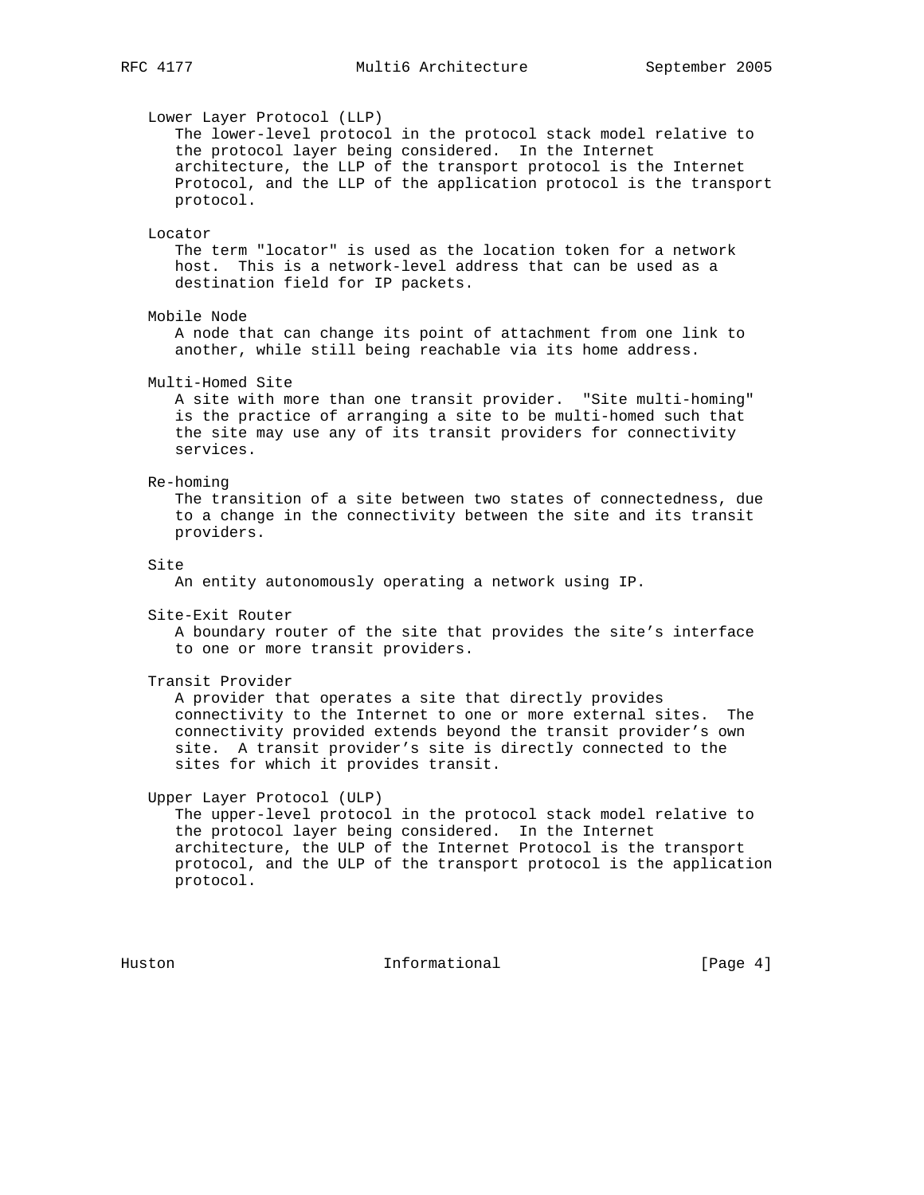Lower Layer Protocol (LLP)
The lower-level protocol in the protocol stack model relative to the protocol layer being considered. In the Internet architecture, the LLP of the transport protocol is the Internet Protocol, and the LLP of the application protocol is the transport protocol.

Locator
The term "locator" is used as the location token for a network host. This is a network-level address that can be used as a destination field for IP packets.

Mobile Node
A node that can change its point of attachment from one link to another, while still being reachable via its home address.

Multi-Homed Site
A site with more than one transit provider. "Site multi-homing" is the practice of arranging a site to be multi-homed such that the site may use any of its transit providers for connectivity services.

Re-homing
The transition of a site between two states of connectedness, due to a change in the connectivity between the site and its transit providers.

Site
An entity autonomously operating a network using IP.

Site-Exit Router
A boundary router of the site that provides the site's interface to one or more transit providers.

Transit Provider
A provider that operates a site that directly provides connectivity to the Internet to one or more external sites. The connectivity provided extends beyond the transit provider's own site. A transit provider's site is directly connected to the sites for which it provides transit.

Upper Layer Protocol (ULP)
The upper-level protocol in the protocol stack model relative to the protocol layer being considered. In the Internet architecture, the ULP of the Internet Protocol is the transport protocol, and the ULP of the transport protocol is the application protocol.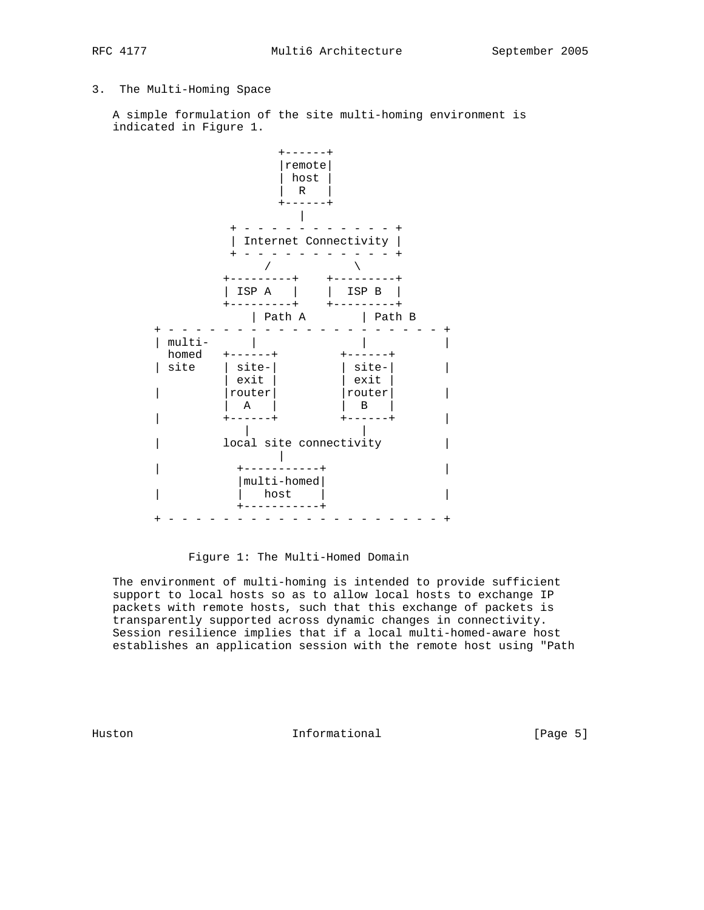## 3. The Multi-Homing Space

A simple formulation of the site multi-homing environment is indicated in Figure 1.

```
                     +------+
                     |remote|
                     | host |
                     |  R   |
                     +------+
                        |
              + - - - - - - - - - - - - +
              | Internet Connectivity |
              + - - - - - - - - - - - - +
                   /          \
             +---------+    +---------+
             | ISP A   |    |  ISP B  |
             +---------+    +---------+
                 | Path A        | Path B
   + - - - - - - - - - - - - - - - - - - - - - +
   | multi-      |               |           |
     homed   +------+         +------+
   | site    | site-|         | site-|       |
             | exit |         | exit |
   |         |router|         |router|       |
             |  A   |         |  B   |
   |         +------+         +------+       |
                |                |
   |         local site connectivity         |
                      |
   |           +-----------+                 |
               |multi-homed|
   |           |   host    |                 |
               +-----------+
   + - - - - - - - - - - - - - - - - - - - - - +
```

Figure 1: The Multi-Homed Domain

The environment of multi-homing is intended to provide sufficient support to local hosts so as to allow local hosts to exchange IP packets with remote hosts, such that this exchange of packets is transparently supported across dynamic changes in connectivity. Session resilience implies that if a local multi-homed-aware host establishes an application session with the remote host using "Path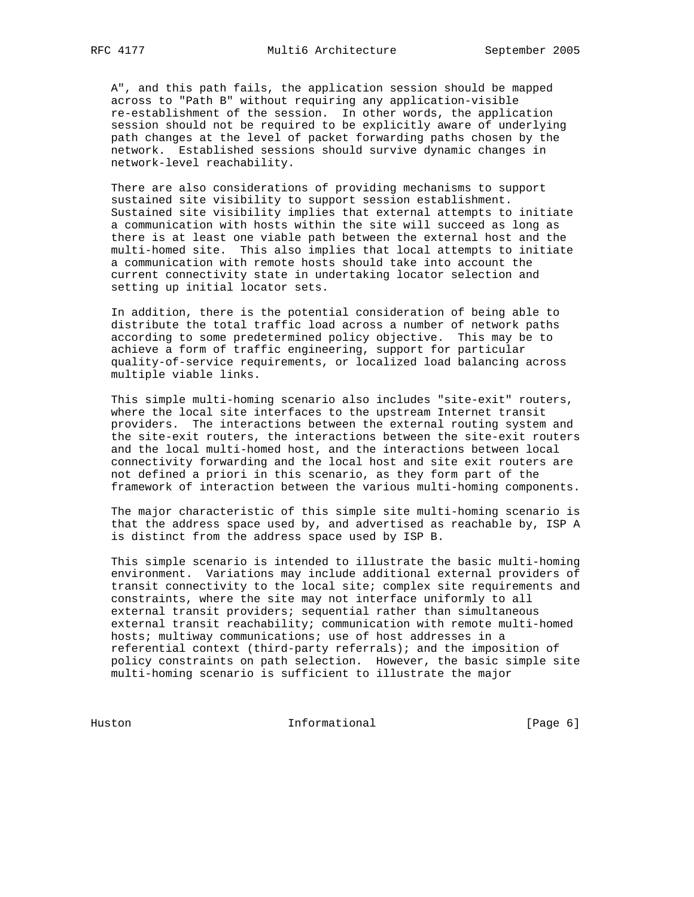A", and this path fails, the application session should be mapped across to "Path B" without requiring any application-visible re-establishment of the session. In other words, the application session should not be required to be explicitly aware of underlying path changes at the level of packet forwarding paths chosen by the network. Established sessions should survive dynamic changes in network-level reachability.

There are also considerations of providing mechanisms to support sustained site visibility to support session establishment. Sustained site visibility implies that external attempts to initiate a communication with hosts within the site will succeed as long as there is at least one viable path between the external host and the multi-homed site. This also implies that local attempts to initiate a communication with remote hosts should take into account the current connectivity state in undertaking locator selection and setting up initial locator sets.

In addition, there is the potential consideration of being able to distribute the total traffic load across a number of network paths according to some predetermined policy objective. This may be to achieve a form of traffic engineering, support for particular quality-of-service requirements, or localized load balancing across multiple viable links.

This simple multi-homing scenario also includes "site-exit" routers, where the local site interfaces to the upstream Internet transit providers. The interactions between the external routing system and the site-exit routers, the interactions between the site-exit routers and the local multi-homed host, and the interactions between local connectivity forwarding and the local host and site exit routers are not defined a priori in this scenario, as they form part of the framework of interaction between the various multi-homing components.

The major characteristic of this simple site multi-homing scenario is that the address space used by, and advertised as reachable by, ISP A is distinct from the address space used by ISP B.

This simple scenario is intended to illustrate the basic multi-homing environment. Variations may include additional external providers of transit connectivity to the local site; complex site requirements and constraints, where the site may not interface uniformly to all external transit providers; sequential rather than simultaneous external transit reachability; communication with remote multi-homed hosts; multiway communications; use of host addresses in a referential context (third-party referrals); and the imposition of policy constraints on path selection. However, the basic simple site multi-homing scenario is sufficient to illustrate the major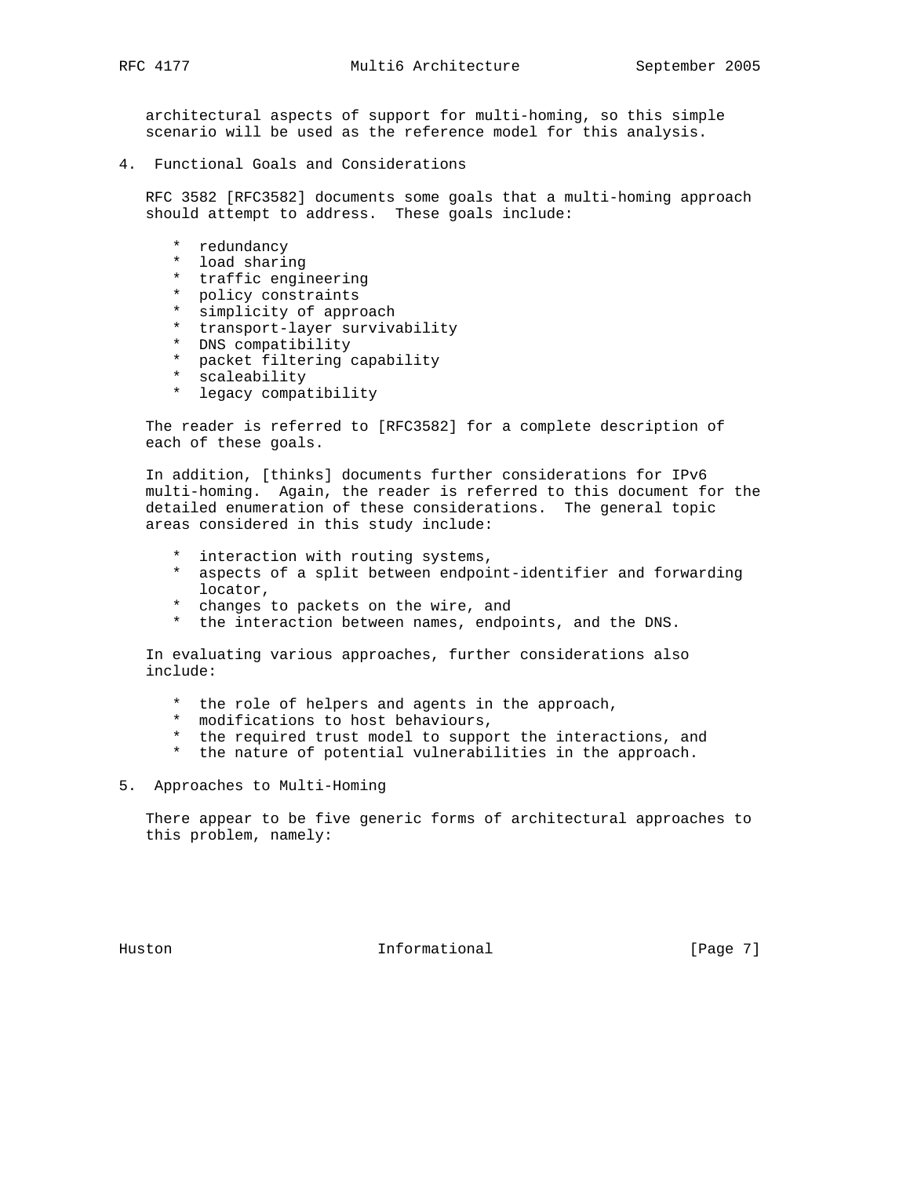architectural aspects of support for multi-homing, so this simple scenario will be used as the reference model for this analysis.

## 4. Functional Goals and Considerations

RFC 3582 [RFC3582] documents some goals that a multi-homing approach should attempt to address. These goals include:

* redundancy
* load sharing
* traffic engineering
* policy constraints
* simplicity of approach
* transport-layer survivability
* DNS compatibility
* packet filtering capability
* scaleability
* legacy compatibility

The reader is referred to [RFC3582] for a complete description of each of these goals.

In addition, [thinks] documents further considerations for IPv6 multi-homing. Again, the reader is referred to this document for the detailed enumeration of these considerations. The general topic areas considered in this study include:

* interaction with routing systems,
* aspects of a split between endpoint-identifier and forwarding locator,
* changes to packets on the wire, and
* the interaction between names, endpoints, and the DNS.

In evaluating various approaches, further considerations also include:

* the role of helpers and agents in the approach,
* modifications to host behaviours,
* the required trust model to support the interactions, and
* the nature of potential vulnerabilities in the approach.

## 5. Approaches to Multi-Homing

There appear to be five generic forms of architectural approaches to this problem, namely: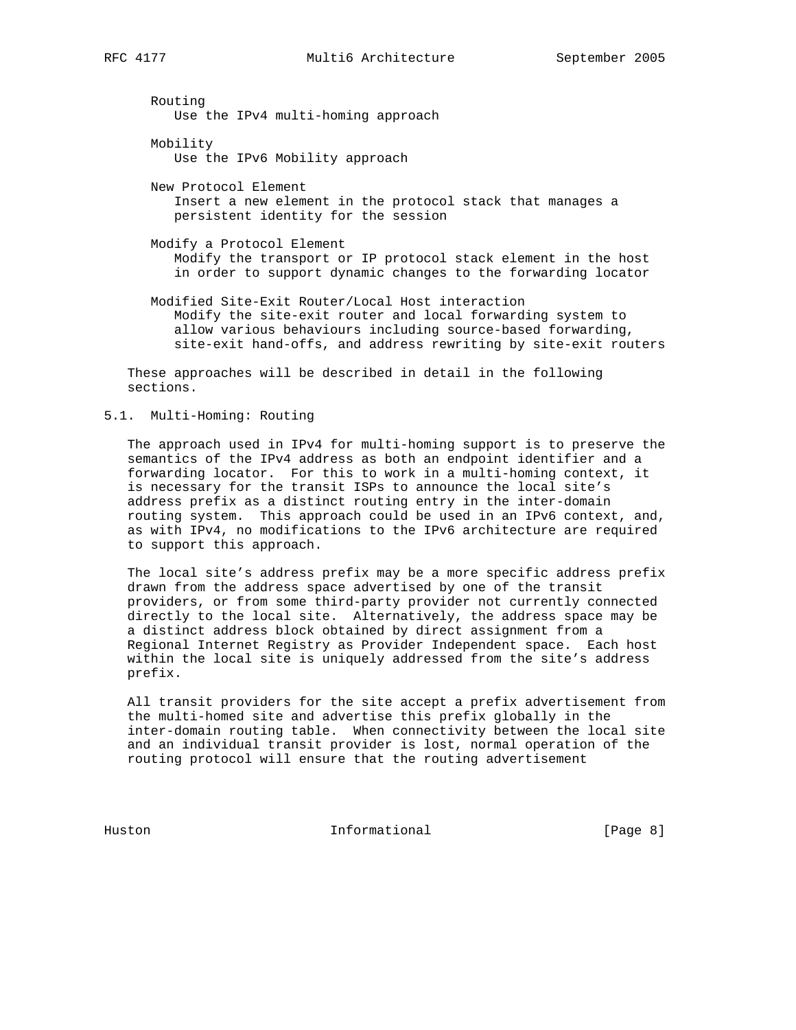Routing
Use the IPv4 multi-homing approach

Mobility
Use the IPv6 Mobility approach

New Protocol Element
Insert a new element in the protocol stack that manages a persistent identity for the session

Modify a Protocol Element
Modify the transport or IP protocol stack element in the host in order to support dynamic changes to the forwarding locator

Modified Site-Exit Router/Local Host interaction
Modify the site-exit router and local forwarding system to allow various behaviours including source-based forwarding, site-exit hand-offs, and address rewriting by site-exit routers

These approaches will be described in detail in the following sections.

## 5.1. Multi-Homing: Routing

The approach used in IPv4 for multi-homing support is to preserve the semantics of the IPv4 address as both an endpoint identifier and a forwarding locator. For this to work in a multi-homing context, it is necessary for the transit ISPs to announce the local site's address prefix as a distinct routing entry in the inter-domain routing system. This approach could be used in an IPv6 context, and, as with IPv4, no modifications to the IPv6 architecture are required to support this approach.

The local site's address prefix may be a more specific address prefix drawn from the address space advertised by one of the transit providers, or from some third-party provider not currently connected directly to the local site. Alternatively, the address space may be a distinct address block obtained by direct assignment from a Regional Internet Registry as Provider Independent space. Each host within the local site is uniquely addressed from the site's address prefix.

All transit providers for the site accept a prefix advertisement from the multi-homed site and advertise this prefix globally in the inter-domain routing table. When connectivity between the local site and an individual transit provider is lost, normal operation of the routing protocol will ensure that the routing advertisement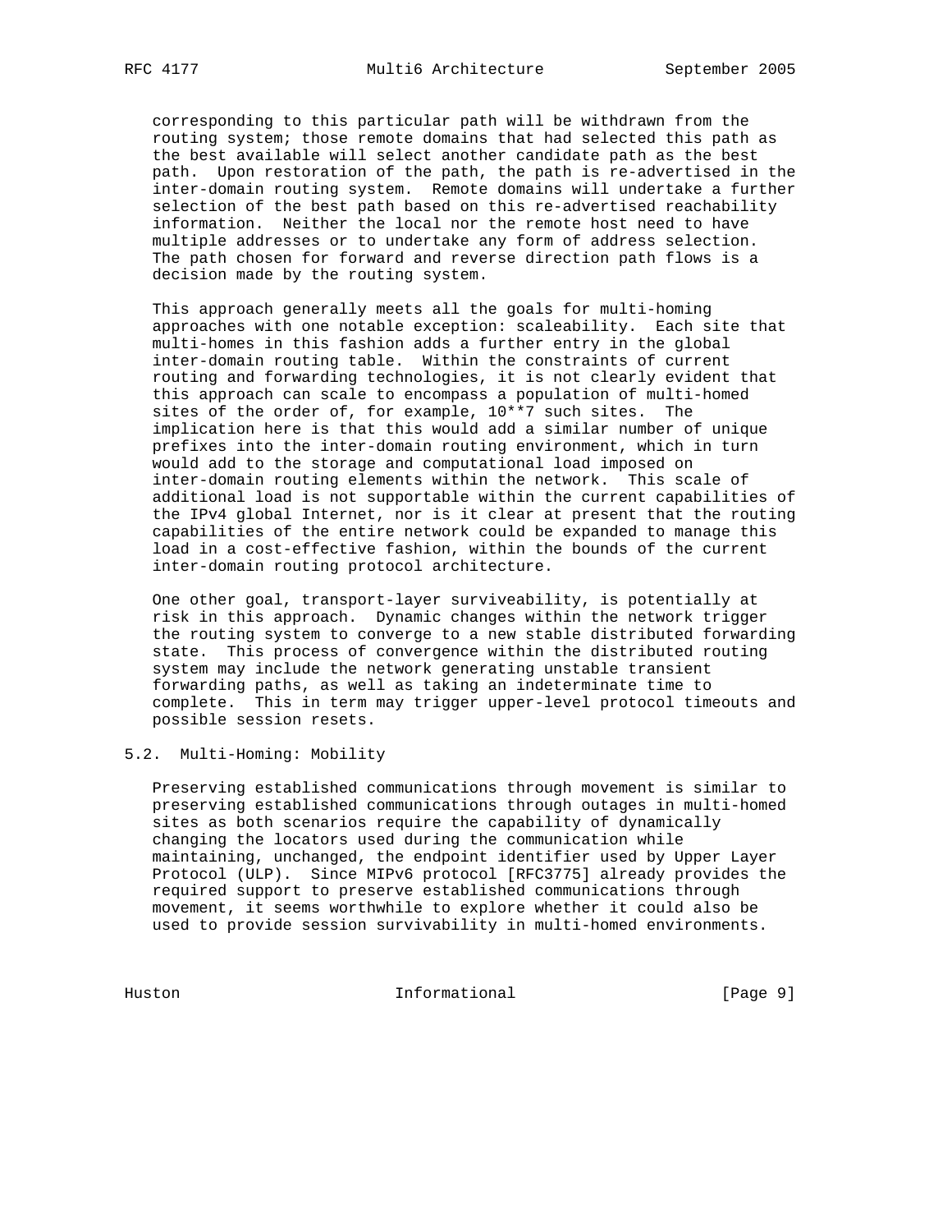corresponding to this particular path will be withdrawn from the routing system; those remote domains that had selected this path as the best available will select another candidate path as the best path. Upon restoration of the path, the path is re-advertised in the inter-domain routing system. Remote domains will undertake a further selection of the best path based on this re-advertised reachability information. Neither the local nor the remote host need to have multiple addresses or to undertake any form of address selection. The path chosen for forward and reverse direction path flows is a decision made by the routing system.

This approach generally meets all the goals for multi-homing approaches with one notable exception: scaleability. Each site that multi-homes in this fashion adds a further entry in the global inter-domain routing table. Within the constraints of current routing and forwarding technologies, it is not clearly evident that this approach can scale to encompass a population of multi-homed sites of the order of, for example, 10**7 such sites. The implication here is that this would add a similar number of unique prefixes into the inter-domain routing environment, which in turn would add to the storage and computational load imposed on inter-domain routing elements within the network. This scale of additional load is not supportable within the current capabilities of the IPv4 global Internet, nor is it clear at present that the routing capabilities of the entire network could be expanded to manage this load in a cost-effective fashion, within the bounds of the current inter-domain routing protocol architecture.

One other goal, transport-layer surviveability, is potentially at risk in this approach. Dynamic changes within the network trigger the routing system to converge to a new stable distributed forwarding state. This process of convergence within the distributed routing system may include the network generating unstable transient forwarding paths, as well as taking an indeterminate time to complete. This in term may trigger upper-level protocol timeouts and possible session resets.

## 5.2. Multi-Homing: Mobility

Preserving established communications through movement is similar to preserving established communications through outages in multi-homed sites as both scenarios require the capability of dynamically changing the locators used during the communication while maintaining, unchanged, the endpoint identifier used by Upper Layer Protocol (ULP). Since MIPv6 protocol [RFC3775] already provides the required support to preserve established communications through movement, it seems worthwhile to explore whether it could also be used to provide session survivability in multi-homed environments.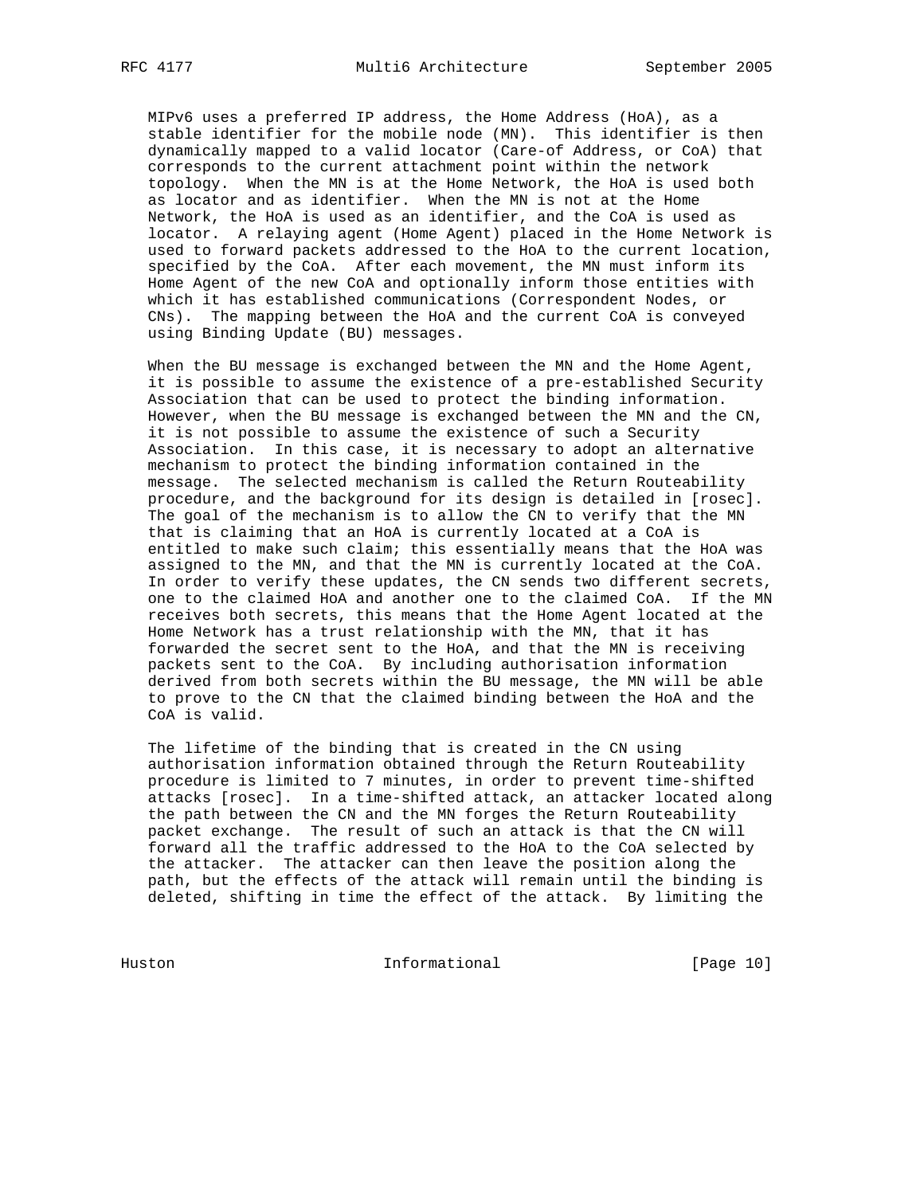MIPv6 uses a preferred IP address, the Home Address (HoA), as a stable identifier for the mobile node (MN). This identifier is then dynamically mapped to a valid locator (Care-of Address, or CoA) that corresponds to the current attachment point within the network topology. When the MN is at the Home Network, the HoA is used both as locator and as identifier. When the MN is not at the Home Network, the HoA is used as an identifier, and the CoA is used as locator. A relaying agent (Home Agent) placed in the Home Network is used to forward packets addressed to the HoA to the current location, specified by the CoA. After each movement, the MN must inform its Home Agent of the new CoA and optionally inform those entities with which it has established communications (Correspondent Nodes, or CNs). The mapping between the HoA and the current CoA is conveyed using Binding Update (BU) messages.

When the BU message is exchanged between the MN and the Home Agent, it is possible to assume the existence of a pre-established Security Association that can be used to protect the binding information. However, when the BU message is exchanged between the MN and the CN, it is not possible to assume the existence of such a Security Association. In this case, it is necessary to adopt an alternative mechanism to protect the binding information contained in the message. The selected mechanism is called the Return Routeability procedure, and the background for its design is detailed in [rosec]. The goal of the mechanism is to allow the CN to verify that the MN that is claiming that an HoA is currently located at a CoA is entitled to make such claim; this essentially means that the HoA was assigned to the MN, and that the MN is currently located at the CoA. In order to verify these updates, the CN sends two different secrets, one to the claimed HoA and another one to the claimed CoA. If the MN receives both secrets, this means that the Home Agent located at the Home Network has a trust relationship with the MN, that it has forwarded the secret sent to the HoA, and that the MN is receiving packets sent to the CoA. By including authorisation information derived from both secrets within the BU message, the MN will be able to prove to the CN that the claimed binding between the HoA and the CoA is valid.

The lifetime of the binding that is created in the CN using authorisation information obtained through the Return Routeability procedure is limited to 7 minutes, in order to prevent time-shifted attacks [rosec]. In a time-shifted attack, an attacker located along the path between the CN and the MN forges the Return Routeability packet exchange. The result of such an attack is that the CN will forward all the traffic addressed to the HoA to the CoA selected by the attacker. The attacker can then leave the position along the path, but the effects of the attack will remain until the binding is deleted, shifting in time the effect of the attack. By limiting the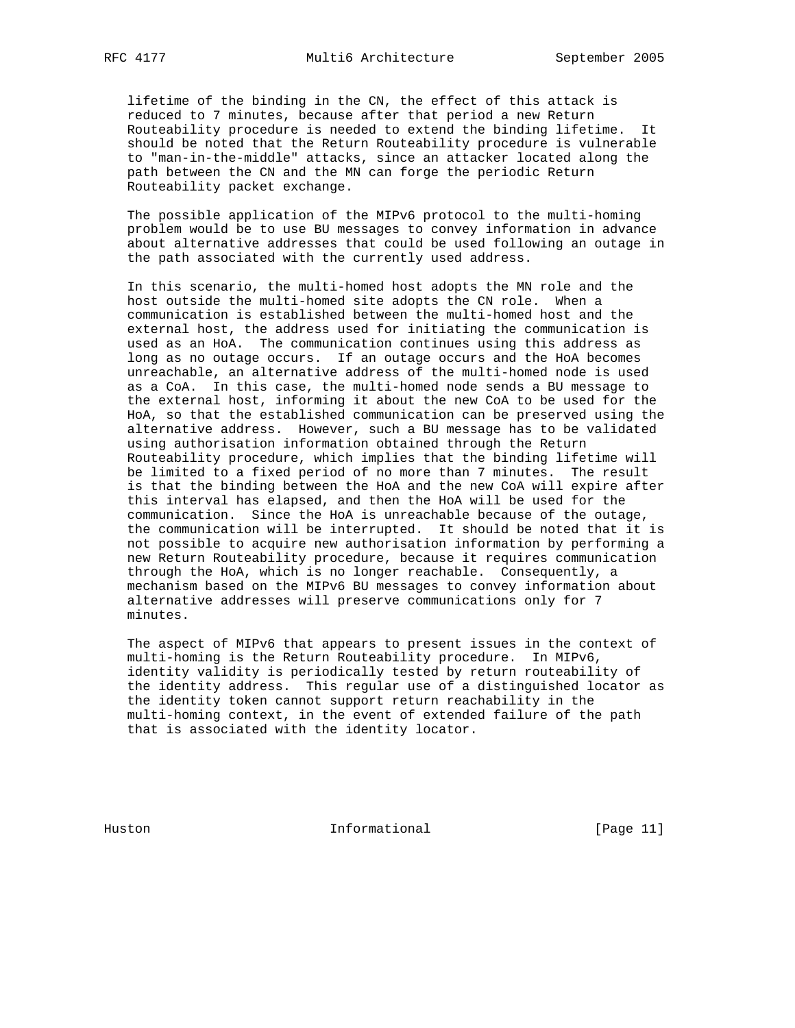lifetime of the binding in the CN, the effect of this attack is reduced to 7 minutes, because after that period a new Return Routeability procedure is needed to extend the binding lifetime. It should be noted that the Return Routeability procedure is vulnerable to "man-in-the-middle" attacks, since an attacker located along the path between the CN and the MN can forge the periodic Return Routeability packet exchange.

The possible application of the MIPv6 protocol to the multi-homing problem would be to use BU messages to convey information in advance about alternative addresses that could be used following an outage in the path associated with the currently used address.

In this scenario, the multi-homed host adopts the MN role and the host outside the multi-homed site adopts the CN role. When a communication is established between the multi-homed host and the external host, the address used for initiating the communication is used as an HoA. The communication continues using this address as long as no outage occurs. If an outage occurs and the HoA becomes unreachable, an alternative address of the multi-homed node is used as a CoA. In this case, the multi-homed node sends a BU message to the external host, informing it about the new CoA to be used for the HoA, so that the established communication can be preserved using the alternative address. However, such a BU message has to be validated using authorisation information obtained through the Return Routeability procedure, which implies that the binding lifetime will be limited to a fixed period of no more than 7 minutes. The result is that the binding between the HoA and the new CoA will expire after this interval has elapsed, and then the HoA will be used for the communication. Since the HoA is unreachable because of the outage, the communication will be interrupted. It should be noted that it is not possible to acquire new authorisation information by performing a new Return Routeability procedure, because it requires communication through the HoA, which is no longer reachable. Consequently, a mechanism based on the MIPv6 BU messages to convey information about alternative addresses will preserve communications only for 7 minutes.

The aspect of MIPv6 that appears to present issues in the context of multi-homing is the Return Routeability procedure. In MIPv6, identity validity is periodically tested by return routeability of the identity address. This regular use of a distinguished locator as the identity token cannot support return reachability in the multi-homing context, in the event of extended failure of the path that is associated with the identity locator.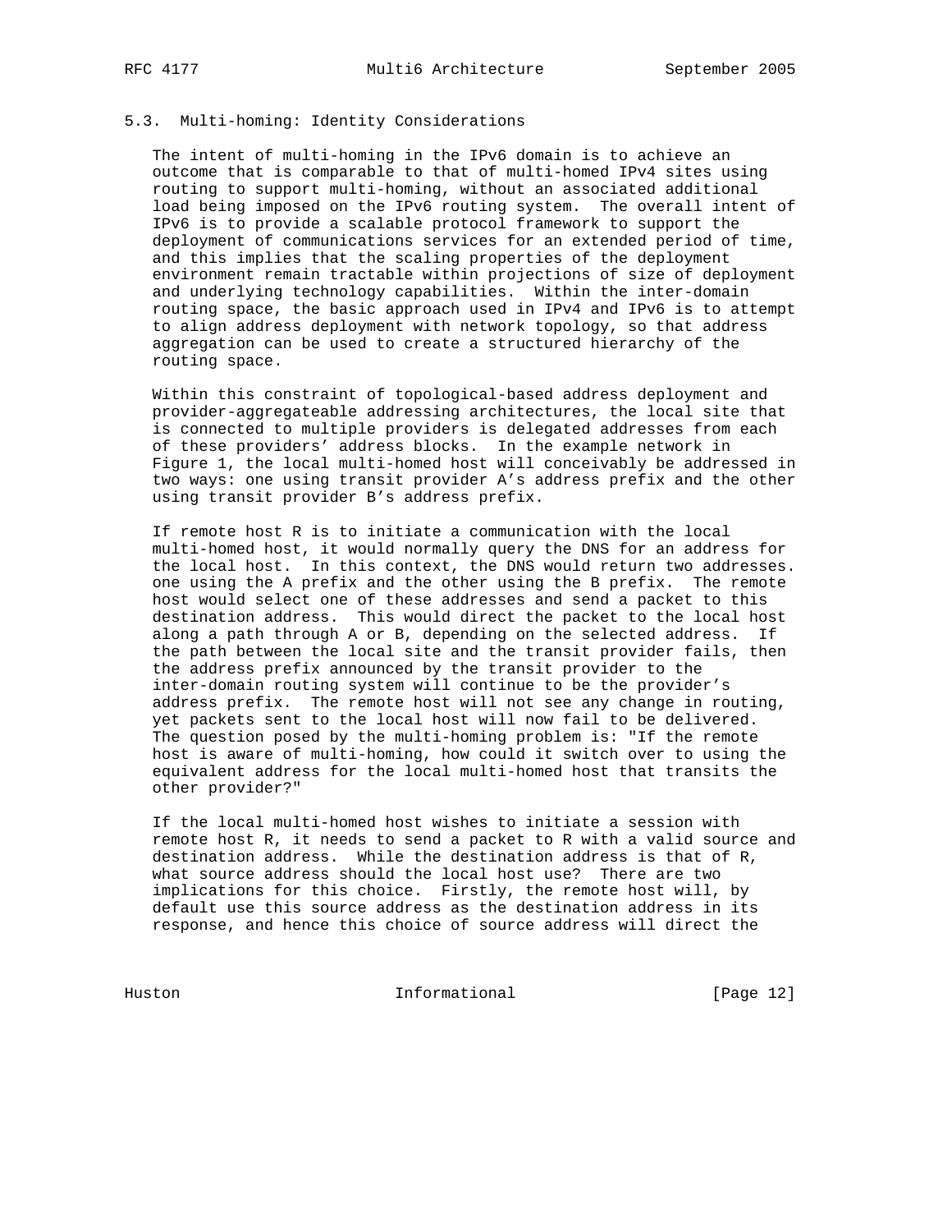### 5.3. Multi-homing: Identity Considerations

The intent of multi-homing in the IPv6 domain is to achieve an outcome that is comparable to that of multi-homed IPv4 sites using routing to support multi-homing, without an associated additional load being imposed on the IPv6 routing system. The overall intent of IPv6 is to provide a scalable protocol framework to support the deployment of communications services for an extended period of time, and this implies that the scaling properties of the deployment environment remain tractable within projections of size of deployment and underlying technology capabilities. Within the inter-domain routing space, the basic approach used in IPv4 and IPv6 is to attempt to align address deployment with network topology, so that address aggregation can be used to create a structured hierarchy of the routing space.

Within this constraint of topological-based address deployment and provider-aggregateable addressing architectures, the local site that is connected to multiple providers is delegated addresses from each of these providers' address blocks. In the example network in Figure 1, the local multi-homed host will conceivably be addressed in two ways: one using transit provider A's address prefix and the other using transit provider B's address prefix.

If remote host R is to initiate a communication with the local multi-homed host, it would normally query the DNS for an address for the local host. In this context, the DNS would return two addresses. one using the A prefix and the other using the B prefix. The remote host would select one of these addresses and send a packet to this destination address. This would direct the packet to the local host along a path through A or B, depending on the selected address. If the path between the local site and the transit provider fails, then the address prefix announced by the transit provider to the inter-domain routing system will continue to be the provider's address prefix. The remote host will not see any change in routing, yet packets sent to the local host will now fail to be delivered. The question posed by the multi-homing problem is: "If the remote host is aware of multi-homing, how could it switch over to using the equivalent address for the local multi-homed host that transits the other provider?"

If the local multi-homed host wishes to initiate a session with remote host R, it needs to send a packet to R with a valid source and destination address. While the destination address is that of R, what source address should the local host use? There are two implications for this choice. Firstly, the remote host will, by default use this source address as the destination address in its response, and hence this choice of source address will direct the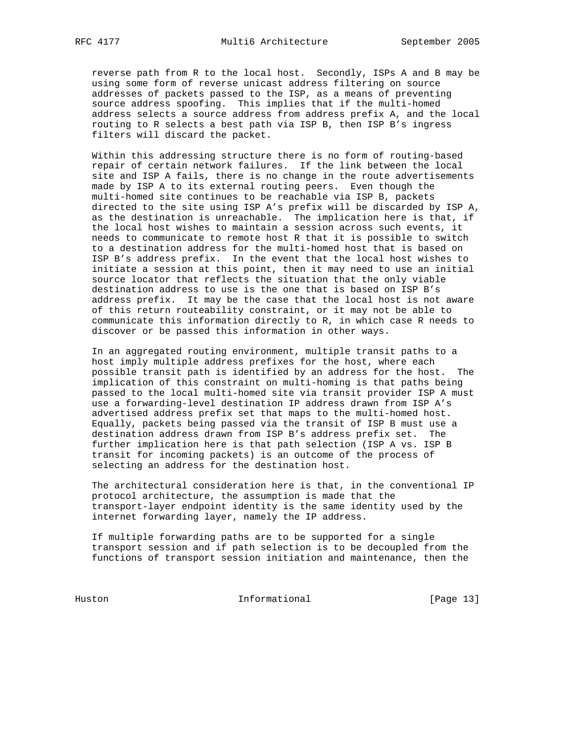reverse path from R to the local host. Secondly, ISPs A and B may be using some form of reverse unicast address filtering on source addresses of packets passed to the ISP, as a means of preventing source address spoofing. This implies that if the multi-homed address selects a source address from address prefix A, and the local routing to R selects a best path via ISP B, then ISP B's ingress filters will discard the packet.

Within this addressing structure there is no form of routing-based repair of certain network failures. If the link between the local site and ISP A fails, there is no change in the route advertisements made by ISP A to its external routing peers. Even though the multi-homed site continues to be reachable via ISP B, packets directed to the site using ISP A's prefix will be discarded by ISP A, as the destination is unreachable. The implication here is that, if the local host wishes to maintain a session across such events, it needs to communicate to remote host R that it is possible to switch to a destination address for the multi-homed host that is based on ISP B's address prefix. In the event that the local host wishes to initiate a session at this point, then it may need to use an initial source locator that reflects the situation that the only viable destination address to use is the one that is based on ISP B's address prefix. It may be the case that the local host is not aware of this return routeability constraint, or it may not be able to communicate this information directly to R, in which case R needs to discover or be passed this information in other ways.

In an aggregated routing environment, multiple transit paths to a host imply multiple address prefixes for the host, where each possible transit path is identified by an address for the host. The implication of this constraint on multi-homing is that paths being passed to the local multi-homed site via transit provider ISP A must use a forwarding-level destination IP address drawn from ISP A's advertised address prefix set that maps to the multi-homed host. Equally, packets being passed via the transit of ISP B must use a destination address drawn from ISP B's address prefix set. The further implication here is that path selection (ISP A vs. ISP B transit for incoming packets) is an outcome of the process of selecting an address for the destination host.

The architectural consideration here is that, in the conventional IP protocol architecture, the assumption is made that the transport-layer endpoint identity is the same identity used by the internet forwarding layer, namely the IP address.

If multiple forwarding paths are to be supported for a single transport session and if path selection is to be decoupled from the functions of transport session initiation and maintenance, then the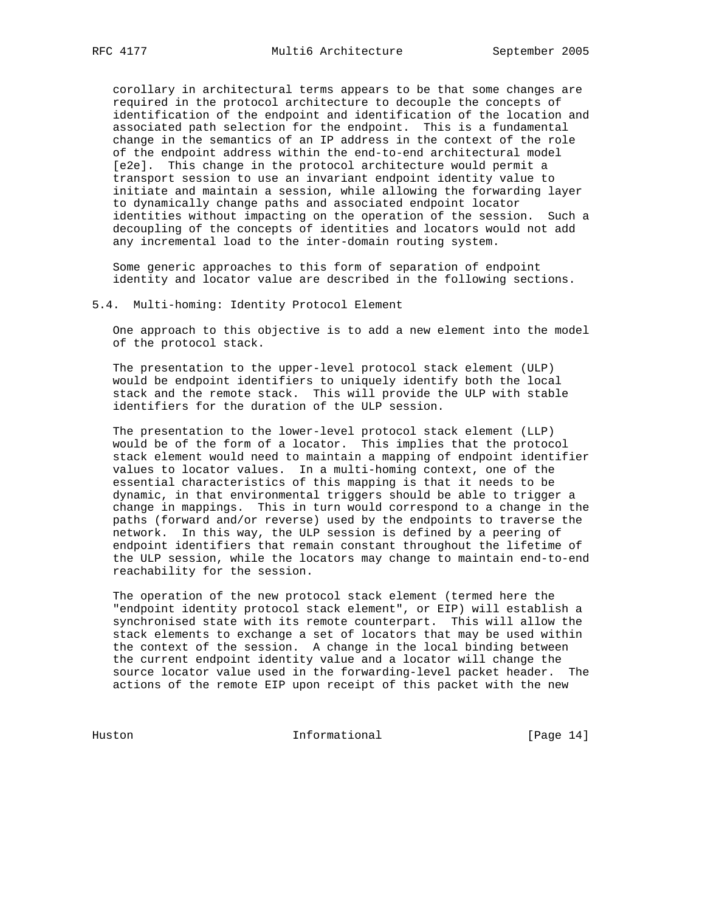corollary in architectural terms appears to be that some changes are required in the protocol architecture to decouple the concepts of identification of the endpoint and identification of the location and associated path selection for the endpoint. This is a fundamental change in the semantics of an IP address in the context of the role of the endpoint address within the end-to-end architectural model [e2e]. This change in the protocol architecture would permit a transport session to use an invariant endpoint identity value to initiate and maintain a session, while allowing the forwarding layer to dynamically change paths and associated endpoint locator identities without impacting on the operation of the session. Such a decoupling of the concepts of identities and locators would not add any incremental load to the inter-domain routing system.

Some generic approaches to this form of separation of endpoint identity and locator value are described in the following sections.

## 5.4. Multi-homing: Identity Protocol Element

One approach to this objective is to add a new element into the model of the protocol stack.

The presentation to the upper-level protocol stack element (ULP) would be endpoint identifiers to uniquely identify both the local stack and the remote stack. This will provide the ULP with stable identifiers for the duration of the ULP session.

The presentation to the lower-level protocol stack element (LLP) would be of the form of a locator. This implies that the protocol stack element would need to maintain a mapping of endpoint identifier values to locator values. In a multi-homing context, one of the essential characteristics of this mapping is that it needs to be dynamic, in that environmental triggers should be able to trigger a change in mappings. This in turn would correspond to a change in the paths (forward and/or reverse) used by the endpoints to traverse the network. In this way, the ULP session is defined by a peering of endpoint identifiers that remain constant throughout the lifetime of the ULP session, while the locators may change to maintain end-to-end reachability for the session.

The operation of the new protocol stack element (termed here the "endpoint identity protocol stack element", or EIP) will establish a synchronised state with its remote counterpart. This will allow the stack elements to exchange a set of locators that may be used within the context of the session. A change in the local binding between the current endpoint identity value and a locator will change the source locator value used in the forwarding-level packet header. The actions of the remote EIP upon receipt of this packet with the new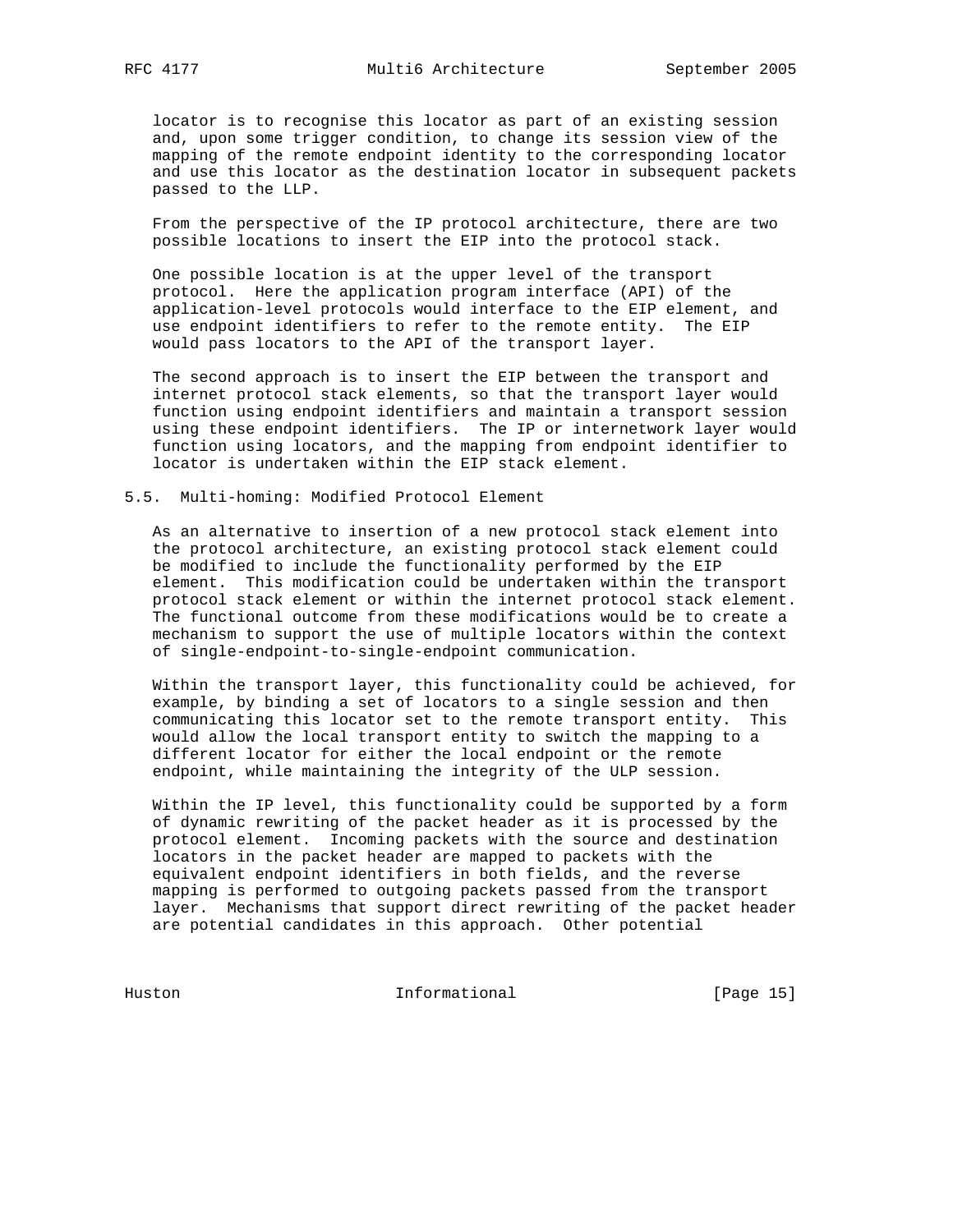locator is to recognise this locator as part of an existing session and, upon some trigger condition, to change its session view of the mapping of the remote endpoint identity to the corresponding locator and use this locator as the destination locator in subsequent packets passed to the LLP.

From the perspective of the IP protocol architecture, there are two possible locations to insert the EIP into the protocol stack.

One possible location is at the upper level of the transport protocol. Here the application program interface (API) of the application-level protocols would interface to the EIP element, and use endpoint identifiers to refer to the remote entity. The EIP would pass locators to the API of the transport layer.

The second approach is to insert the EIP between the transport and internet protocol stack elements, so that the transport layer would function using endpoint identifiers and maintain a transport session using these endpoint identifiers. The IP or internetwork layer would function using locators, and the mapping from endpoint identifier to locator is undertaken within the EIP stack element.

## 5.5. Multi-homing: Modified Protocol Element

As an alternative to insertion of a new protocol stack element into the protocol architecture, an existing protocol stack element could be modified to include the functionality performed by the EIP element. This modification could be undertaken within the transport protocol stack element or within the internet protocol stack element. The functional outcome from these modifications would be to create a mechanism to support the use of multiple locators within the context of single-endpoint-to-single-endpoint communication.

Within the transport layer, this functionality could be achieved, for example, by binding a set of locators to a single session and then communicating this locator set to the remote transport entity. This would allow the local transport entity to switch the mapping to a different locator for either the local endpoint or the remote endpoint, while maintaining the integrity of the ULP session.

Within the IP level, this functionality could be supported by a form of dynamic rewriting of the packet header as it is processed by the protocol element. Incoming packets with the source and destination locators in the packet header are mapped to packets with the equivalent endpoint identifiers in both fields, and the reverse mapping is performed to outgoing packets passed from the transport layer. Mechanisms that support direct rewriting of the packet header are potential candidates in this approach. Other potential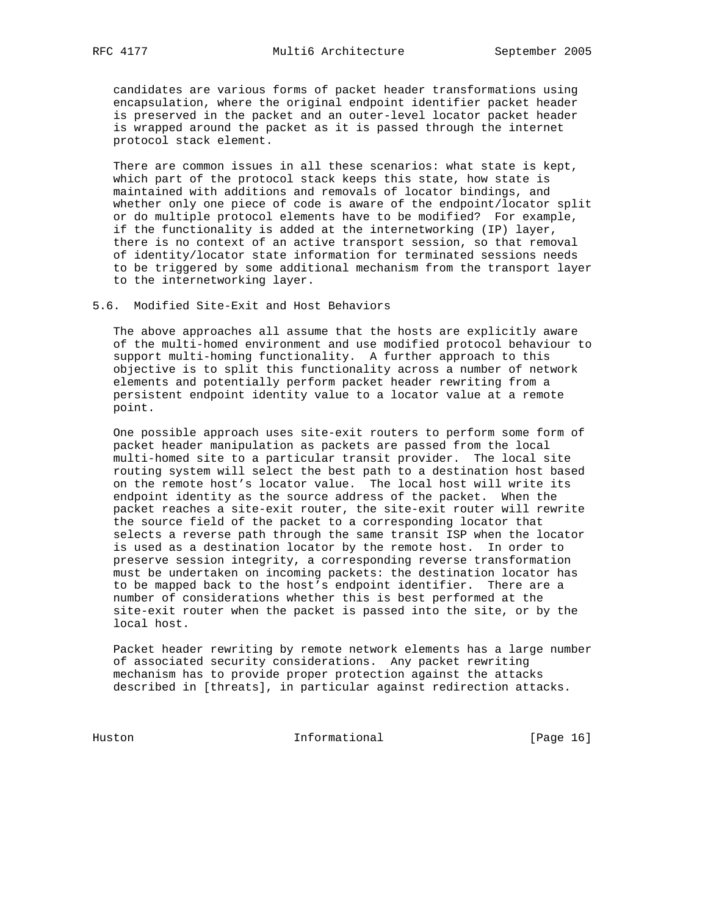candidates are various forms of packet header transformations using encapsulation, where the original endpoint identifier packet header is preserved in the packet and an outer-level locator packet header is wrapped around the packet as it is passed through the internet protocol stack element.

There are common issues in all these scenarios: what state is kept, which part of the protocol stack keeps this state, how state is maintained with additions and removals of locator bindings, and whether only one piece of code is aware of the endpoint/locator split or do multiple protocol elements have to be modified? For example, if the functionality is added at the internetworking (IP) layer, there is no context of an active transport session, so that removal of identity/locator state information for terminated sessions needs to be triggered by some additional mechanism from the transport layer to the internetworking layer.

## 5.6. Modified Site-Exit and Host Behaviors

The above approaches all assume that the hosts are explicitly aware of the multi-homed environment and use modified protocol behaviour to support multi-homing functionality. A further approach to this objective is to split this functionality across a number of network elements and potentially perform packet header rewriting from a persistent endpoint identity value to a locator value at a remote point.

One possible approach uses site-exit routers to perform some form of packet header manipulation as packets are passed from the local multi-homed site to a particular transit provider. The local site routing system will select the best path to a destination host based on the remote host's locator value. The local host will write its endpoint identity as the source address of the packet. When the packet reaches a site-exit router, the site-exit router will rewrite the source field of the packet to a corresponding locator that selects a reverse path through the same transit ISP when the locator is used as a destination locator by the remote host. In order to preserve session integrity, a corresponding reverse transformation must be undertaken on incoming packets: the destination locator has to be mapped back to the host's endpoint identifier. There are a number of considerations whether this is best performed at the site-exit router when the packet is passed into the site, or by the local host.

Packet header rewriting by remote network elements has a large number of associated security considerations. Any packet rewriting mechanism has to provide proper protection against the attacks described in [threats], in particular against redirection attacks.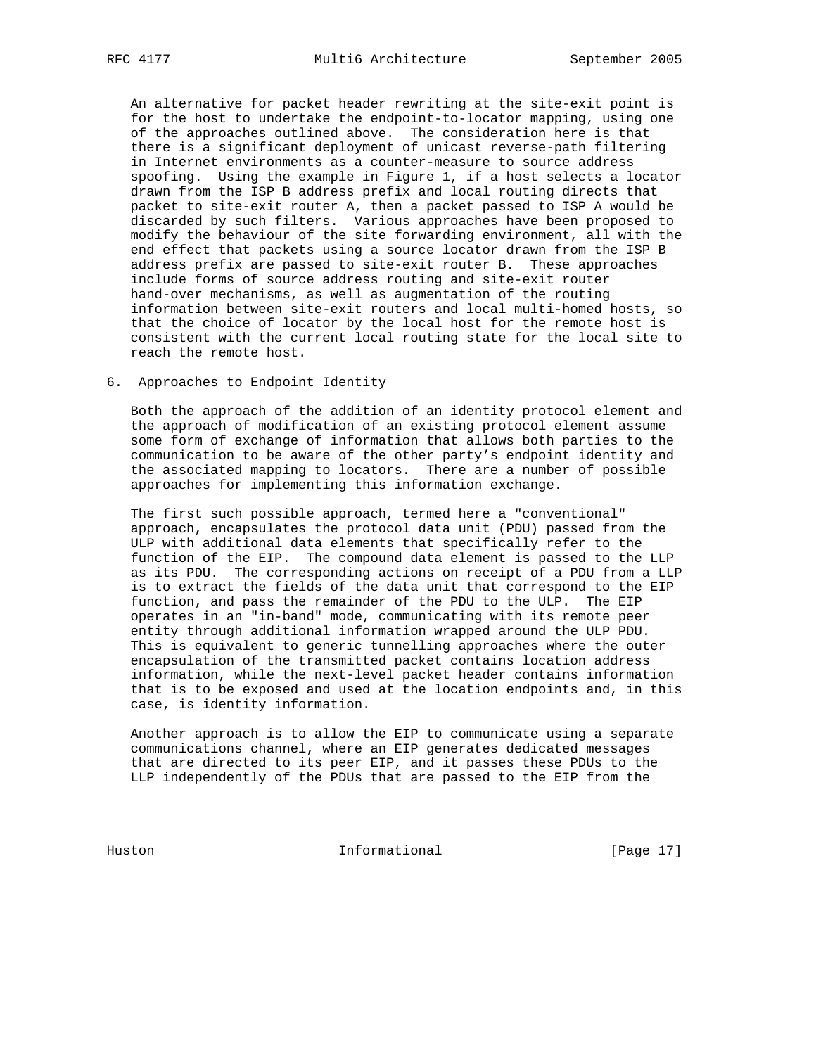An alternative for packet header rewriting at the site-exit point is for the host to undertake the endpoint-to-locator mapping, using one of the approaches outlined above. The consideration here is that there is a significant deployment of unicast reverse-path filtering in Internet environments as a counter-measure to source address spoofing. Using the example in Figure 1, if a host selects a locator drawn from the ISP B address prefix and local routing directs that packet to site-exit router A, then a packet passed to ISP A would be discarded by such filters. Various approaches have been proposed to modify the behaviour of the site forwarding environment, all with the end effect that packets using a source locator drawn from the ISP B address prefix are passed to site-exit router B. These approaches include forms of source address routing and site-exit router hand-over mechanisms, as well as augmentation of the routing information between site-exit routers and local multi-homed hosts, so that the choice of locator by the local host for the remote host is consistent with the current local routing state for the local site to reach the remote host.

## 6. Approaches to Endpoint Identity

Both the approach of the addition of an identity protocol element and the approach of modification of an existing protocol element assume some form of exchange of information that allows both parties to the communication to be aware of the other party's endpoint identity and the associated mapping to locators. There are a number of possible approaches for implementing this information exchange.

The first such possible approach, termed here a "conventional" approach, encapsulates the protocol data unit (PDU) passed from the ULP with additional data elements that specifically refer to the function of the EIP. The compound data element is passed to the LLP as its PDU. The corresponding actions on receipt of a PDU from a LLP is to extract the fields of the data unit that correspond to the EIP function, and pass the remainder of the PDU to the ULP. The EIP operates in an "in-band" mode, communicating with its remote peer entity through additional information wrapped around the ULP PDU. This is equivalent to generic tunnelling approaches where the outer encapsulation of the transmitted packet contains location address information, while the next-level packet header contains information that is to be exposed and used at the location endpoints and, in this case, is identity information.

Another approach is to allow the EIP to communicate using a separate communications channel, where an EIP generates dedicated messages that are directed to its peer EIP, and it passes these PDUs to the LLP independently of the PDUs that are passed to the EIP from the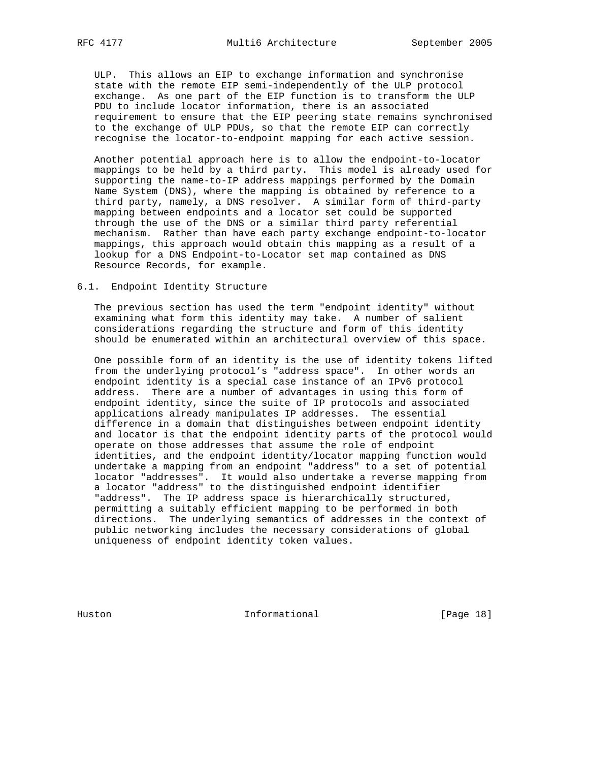ULP. This allows an EIP to exchange information and synchronise state with the remote EIP semi-independently of the ULP protocol exchange. As one part of the EIP function is to transform the ULP PDU to include locator information, there is an associated requirement to ensure that the EIP peering state remains synchronised to the exchange of ULP PDUs, so that the remote EIP can correctly recognise the locator-to-endpoint mapping for each active session.

Another potential approach here is to allow the endpoint-to-locator mappings to be held by a third party. This model is already used for supporting the name-to-IP address mappings performed by the Domain Name System (DNS), where the mapping is obtained by reference to a third party, namely, a DNS resolver. A similar form of third-party mapping between endpoints and a locator set could be supported through the use of the DNS or a similar third party referential mechanism. Rather than have each party exchange endpoint-to-locator mappings, this approach would obtain this mapping as a result of a lookup for a DNS Endpoint-to-Locator set map contained as DNS Resource Records, for example.

### 6.1. Endpoint Identity Structure

The previous section has used the term "endpoint identity" without examining what form this identity may take. A number of salient considerations regarding the structure and form of this identity should be enumerated within an architectural overview of this space.

One possible form of an identity is the use of identity tokens lifted from the underlying protocol's "address space". In other words an endpoint identity is a special case instance of an IPv6 protocol address. There are a number of advantages in using this form of endpoint identity, since the suite of IP protocols and associated applications already manipulates IP addresses. The essential difference in a domain that distinguishes between endpoint identity and locator is that the endpoint identity parts of the protocol would operate on those addresses that assume the role of endpoint identities, and the endpoint identity/locator mapping function would undertake a mapping from an endpoint "address" to a set of potential locator "addresses". It would also undertake a reverse mapping from a locator "address" to the distinguished endpoint identifier "address". The IP address space is hierarchically structured, permitting a suitably efficient mapping to be performed in both directions. The underlying semantics of addresses in the context of public networking includes the necessary considerations of global uniqueness of endpoint identity token values.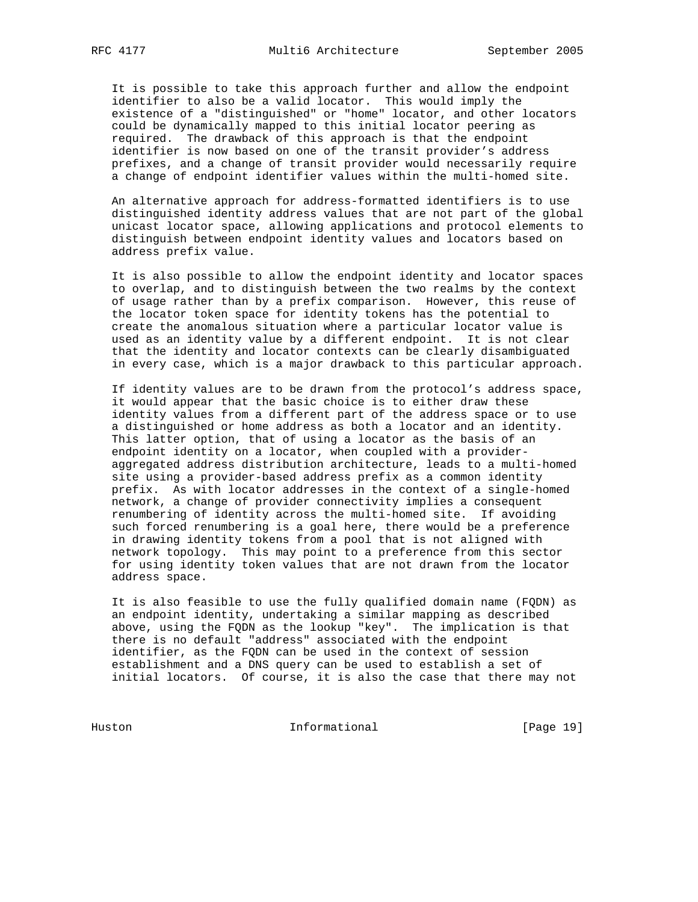It is possible to take this approach further and allow the endpoint identifier to also be a valid locator. This would imply the existence of a "distinguished" or "home" locator, and other locators could be dynamically mapped to this initial locator peering as required. The drawback of this approach is that the endpoint identifier is now based on one of the transit provider's address prefixes, and a change of transit provider would necessarily require a change of endpoint identifier values within the multi-homed site.

An alternative approach for address-formatted identifiers is to use distinguished identity address values that are not part of the global unicast locator space, allowing applications and protocol elements to distinguish between endpoint identity values and locators based on address prefix value.

It is also possible to allow the endpoint identity and locator spaces to overlap, and to distinguish between the two realms by the context of usage rather than by a prefix comparison. However, this reuse of the locator token space for identity tokens has the potential to create the anomalous situation where a particular locator value is used as an identity value by a different endpoint. It is not clear that the identity and locator contexts can be clearly disambiguated in every case, which is a major drawback to this particular approach.

If identity values are to be drawn from the protocol's address space, it would appear that the basic choice is to either draw these identity values from a different part of the address space or to use a distinguished or home address as both a locator and an identity. This latter option, that of using a locator as the basis of an endpoint identity on a locator, when coupled with a provider-aggregated address distribution architecture, leads to a multi-homed site using a provider-based address prefix as a common identity prefix. As with locator addresses in the context of a single-homed network, a change of provider connectivity implies a consequent renumbering of identity across the multi-homed site. If avoiding such forced renumbering is a goal here, there would be a preference in drawing identity tokens from a pool that is not aligned with network topology. This may point to a preference from this sector for using identity token values that are not drawn from the locator address space.

It is also feasible to use the fully qualified domain name (FQDN) as an endpoint identity, undertaking a similar mapping as described above, using the FQDN as the lookup "key". The implication is that there is no default "address" associated with the endpoint identifier, as the FQDN can be used in the context of session establishment and a DNS query can be used to establish a set of initial locators. Of course, it is also the case that there may not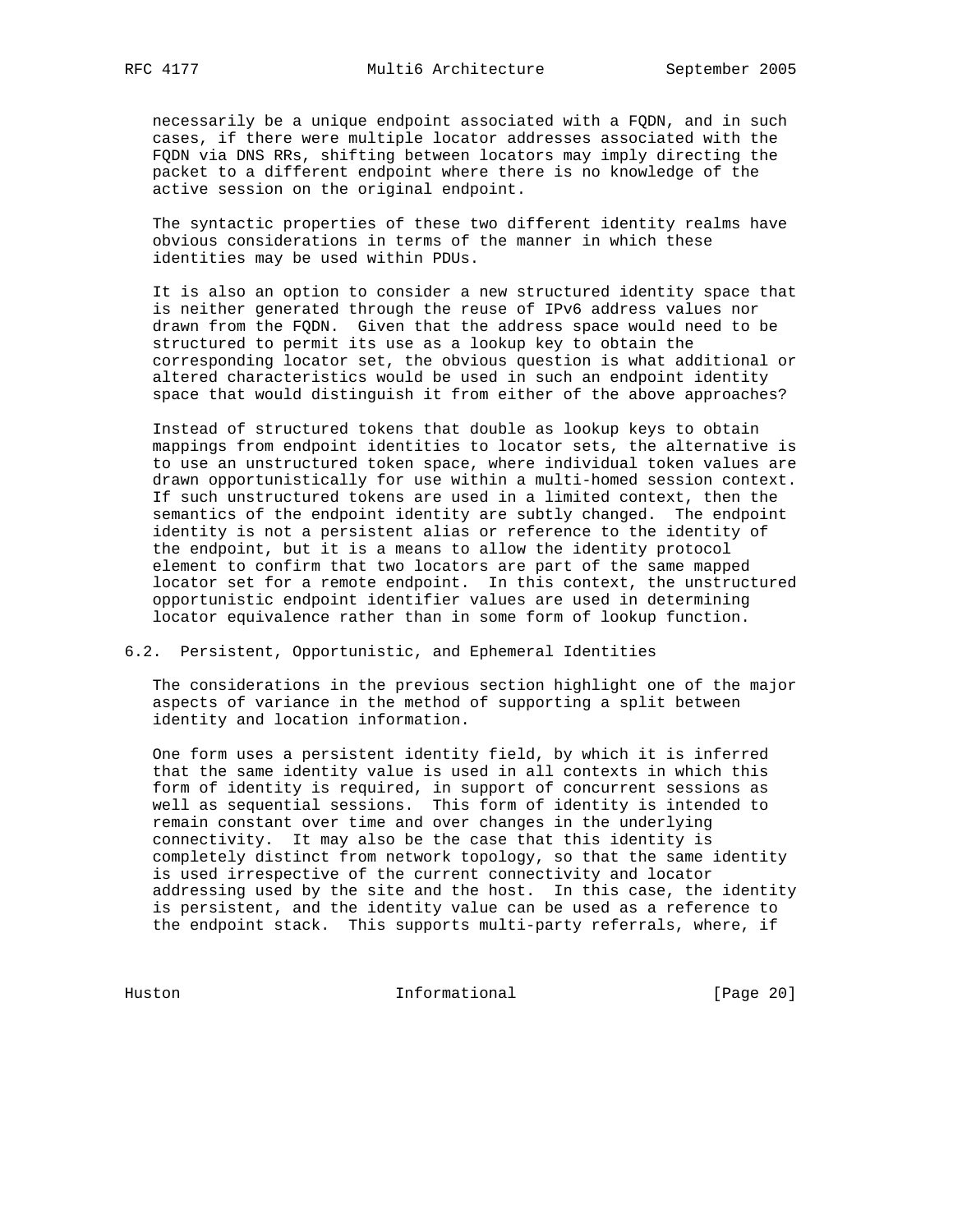necessarily be a unique endpoint associated with a FQDN, and in such cases, if there were multiple locator addresses associated with the FQDN via DNS RRs, shifting between locators may imply directing the packet to a different endpoint where there is no knowledge of the active session on the original endpoint.

The syntactic properties of these two different identity realms have obvious considerations in terms of the manner in which these identities may be used within PDUs.

It is also an option to consider a new structured identity space that is neither generated through the reuse of IPv6 address values nor drawn from the FQDN. Given that the address space would need to be structured to permit its use as a lookup key to obtain the corresponding locator set, the obvious question is what additional or altered characteristics would be used in such an endpoint identity space that would distinguish it from either of the above approaches?

Instead of structured tokens that double as lookup keys to obtain mappings from endpoint identities to locator sets, the alternative is to use an unstructured token space, where individual token values are drawn opportunistically for use within a multi-homed session context. If such unstructured tokens are used in a limited context, then the semantics of the endpoint identity are subtly changed. The endpoint identity is not a persistent alias or reference to the identity of the endpoint, but it is a means to allow the identity protocol element to confirm that two locators are part of the same mapped locator set for a remote endpoint. In this context, the unstructured opportunistic endpoint identifier values are used in determining locator equivalence rather than in some form of lookup function.

## 6.2. Persistent, Opportunistic, and Ephemeral Identities

The considerations in the previous section highlight one of the major aspects of variance in the method of supporting a split between identity and location information.

One form uses a persistent identity field, by which it is inferred that the same identity value is used in all contexts in which this form of identity is required, in support of concurrent sessions as well as sequential sessions. This form of identity is intended to remain constant over time and over changes in the underlying connectivity. It may also be the case that this identity is completely distinct from network topology, so that the same identity is used irrespective of the current connectivity and locator addressing used by the site and the host. In this case, the identity is persistent, and the identity value can be used as a reference to the endpoint stack. This supports multi-party referrals, where, if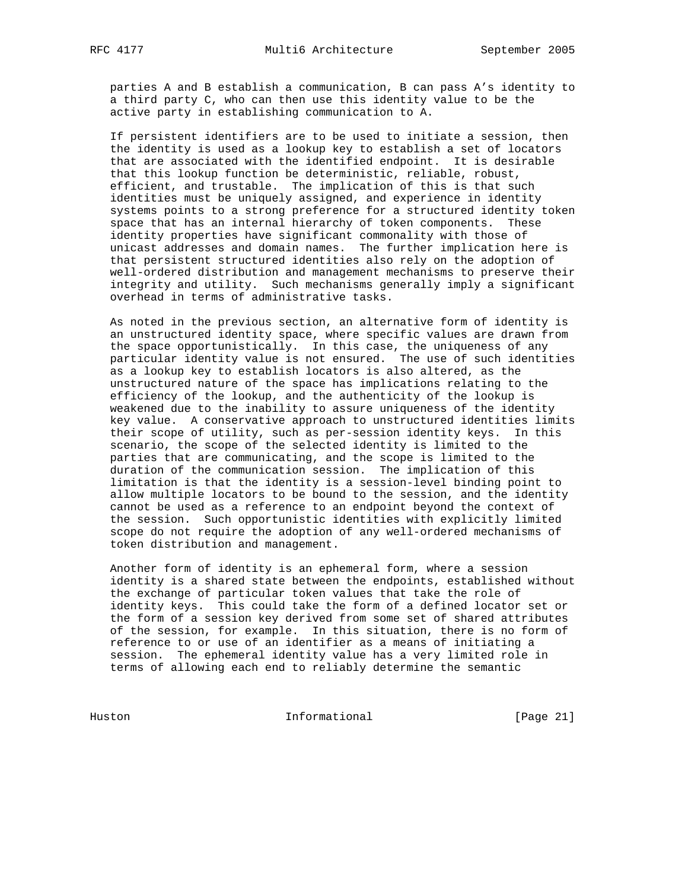parties A and B establish a communication, B can pass A's identity to a third party C, who can then use this identity value to be the active party in establishing communication to A.

If persistent identifiers are to be used to initiate a session, then the identity is used as a lookup key to establish a set of locators that are associated with the identified endpoint. It is desirable that this lookup function be deterministic, reliable, robust, efficient, and trustable. The implication of this is that such identities must be uniquely assigned, and experience in identity systems points to a strong preference for a structured identity token space that has an internal hierarchy of token components. These identity properties have significant commonality with those of unicast addresses and domain names. The further implication here is that persistent structured identities also rely on the adoption of well-ordered distribution and management mechanisms to preserve their integrity and utility. Such mechanisms generally imply a significant overhead in terms of administrative tasks.

As noted in the previous section, an alternative form of identity is an unstructured identity space, where specific values are drawn from the space opportunistically. In this case, the uniqueness of any particular identity value is not ensured. The use of such identities as a lookup key to establish locators is also altered, as the unstructured nature of the space has implications relating to the efficiency of the lookup, and the authenticity of the lookup is weakened due to the inability to assure uniqueness of the identity key value. A conservative approach to unstructured identities limits their scope of utility, such as per-session identity keys. In this scenario, the scope of the selected identity is limited to the parties that are communicating, and the scope is limited to the duration of the communication session. The implication of this limitation is that the identity is a session-level binding point to allow multiple locators to be bound to the session, and the identity cannot be used as a reference to an endpoint beyond the context of the session. Such opportunistic identities with explicitly limited scope do not require the adoption of any well-ordered mechanisms of token distribution and management.

Another form of identity is an ephemeral form, where a session identity is a shared state between the endpoints, established without the exchange of particular token values that take the role of identity keys. This could take the form of a defined locator set or the form of a session key derived from some set of shared attributes of the session, for example. In this situation, there is no form of reference to or use of an identifier as a means of initiating a session. The ephemeral identity value has a very limited role in terms of allowing each end to reliably determine the semantic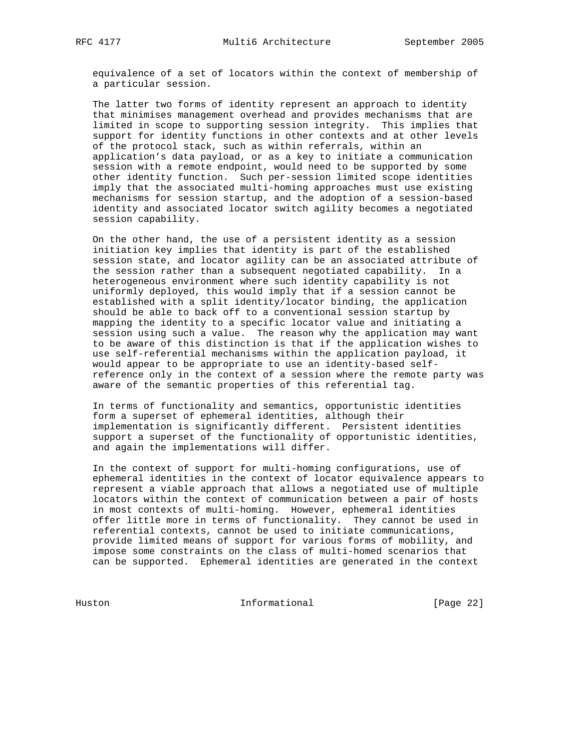equivalence of a set of locators within the context of membership of a particular session.

The latter two forms of identity represent an approach to identity that minimises management overhead and provides mechanisms that are limited in scope to supporting session integrity. This implies that support for identity functions in other contexts and at other levels of the protocol stack, such as within referrals, within an application's data payload, or as a key to initiate a communication session with a remote endpoint, would need to be supported by some other identity function. Such per-session limited scope identities imply that the associated multi-homing approaches must use existing mechanisms for session startup, and the adoption of a session-based identity and associated locator switch agility becomes a negotiated session capability.

On the other hand, the use of a persistent identity as a session initiation key implies that identity is part of the established session state, and locator agility can be an associated attribute of the session rather than a subsequent negotiated capability. In a heterogeneous environment where such identity capability is not uniformly deployed, this would imply that if a session cannot be established with a split identity/locator binding, the application should be able to back off to a conventional session startup by mapping the identity to a specific locator value and initiating a session using such a value. The reason why the application may want to be aware of this distinction is that if the application wishes to use self-referential mechanisms within the application payload, it would appear to be appropriate to use an identity-based self-reference only in the context of a session where the remote party was aware of the semantic properties of this referential tag.

In terms of functionality and semantics, opportunistic identities form a superset of ephemeral identities, although their implementation is significantly different. Persistent identities support a superset of the functionality of opportunistic identities, and again the implementations will differ.

In the context of support for multi-homing configurations, use of ephemeral identities in the context of locator equivalence appears to represent a viable approach that allows a negotiated use of multiple locators within the context of communication between a pair of hosts in most contexts of multi-homing. However, ephemeral identities offer little more in terms of functionality. They cannot be used in referential contexts, cannot be used to initiate communications, provide limited means of support for various forms of mobility, and impose some constraints on the class of multi-homed scenarios that can be supported. Ephemeral identities are generated in the context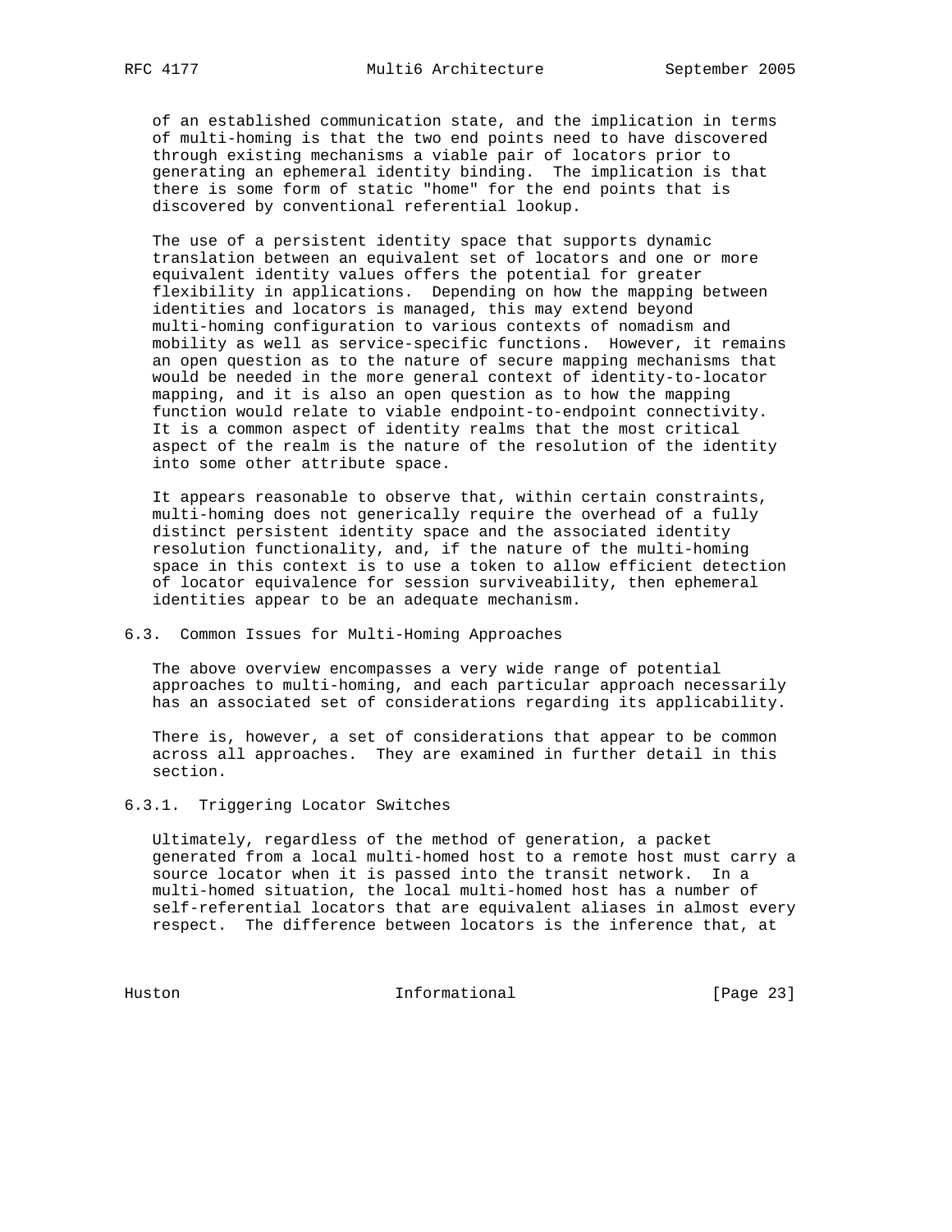of an established communication state, and the implication in terms of multi-homing is that the two end points need to have discovered through existing mechanisms a viable pair of locators prior to generating an ephemeral identity binding. The implication is that there is some form of static "home" for the end points that is discovered by conventional referential lookup.

The use of a persistent identity space that supports dynamic translation between an equivalent set of locators and one or more equivalent identity values offers the potential for greater flexibility in applications. Depending on how the mapping between identities and locators is managed, this may extend beyond multi-homing configuration to various contexts of nomadism and mobility as well as service-specific functions. However, it remains an open question as to the nature of secure mapping mechanisms that would be needed in the more general context of identity-to-locator mapping, and it is also an open question as to how the mapping function would relate to viable endpoint-to-endpoint connectivity. It is a common aspect of identity realms that the most critical aspect of the realm is the nature of the resolution of the identity into some other attribute space.

It appears reasonable to observe that, within certain constraints, multi-homing does not generically require the overhead of a fully distinct persistent identity space and the associated identity resolution functionality, and, if the nature of the multi-homing space in this context is to use a token to allow efficient detection of locator equivalence for session surviveability, then ephemeral identities appear to be an adequate mechanism.

### 6.3. Common Issues for Multi-Homing Approaches

The above overview encompasses a very wide range of potential approaches to multi-homing, and each particular approach necessarily has an associated set of considerations regarding its applicability.

There is, however, a set of considerations that appear to be common across all approaches. They are examined in further detail in this section.

#### 6.3.1. Triggering Locator Switches

Ultimately, regardless of the method of generation, a packet generated from a local multi-homed host to a remote host must carry a source locator when it is passed into the transit network. In a multi-homed situation, the local multi-homed host has a number of self-referential locators that are equivalent aliases in almost every respect. The difference between locators is the inference that, at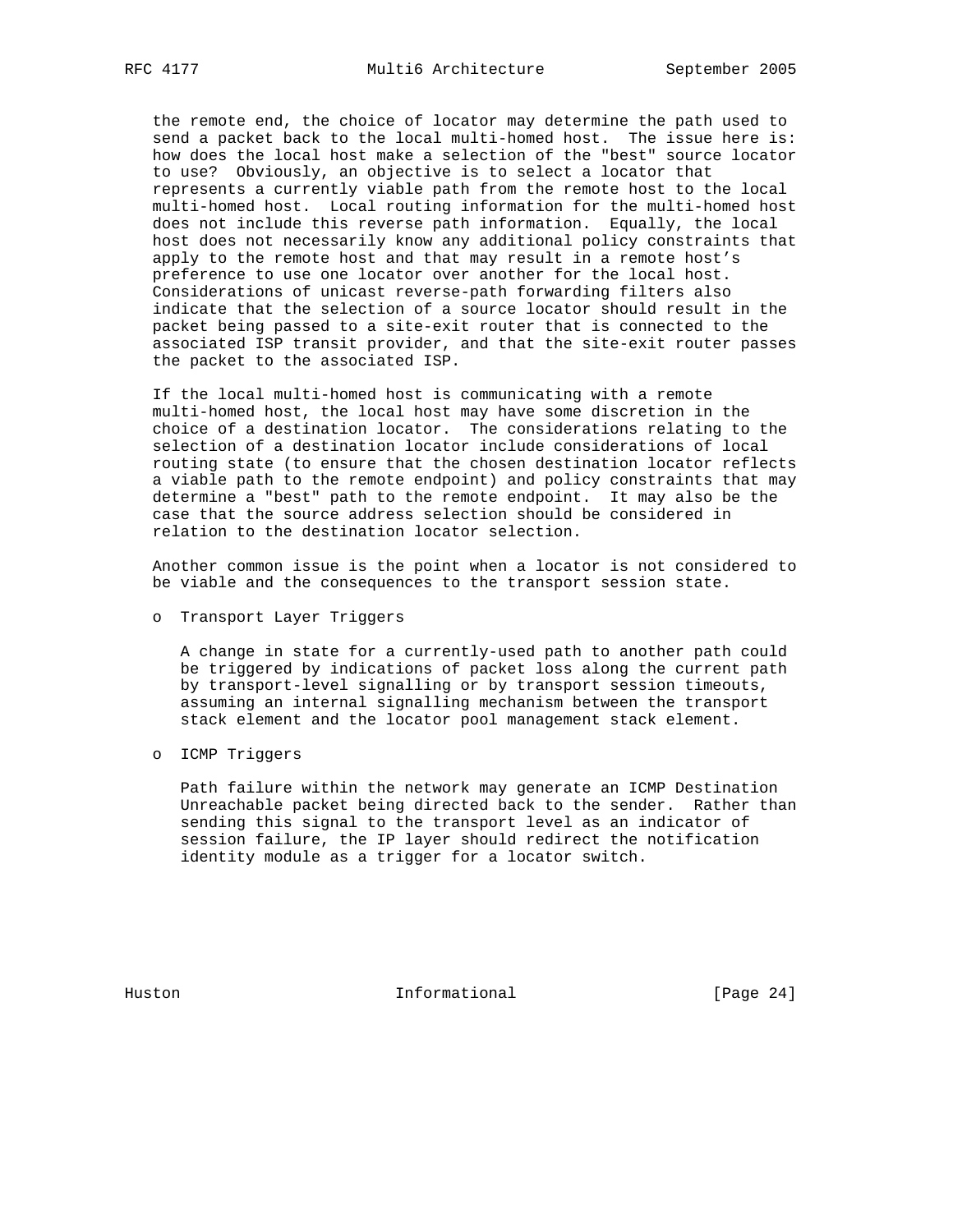the remote end, the choice of locator may determine the path used to send a packet back to the local multi-homed host. The issue here is: how does the local host make a selection of the "best" source locator to use? Obviously, an objective is to select a locator that represents a currently viable path from the remote host to the local multi-homed host. Local routing information for the multi-homed host does not include this reverse path information. Equally, the local host does not necessarily know any additional policy constraints that apply to the remote host and that may result in a remote host's preference to use one locator over another for the local host. Considerations of unicast reverse-path forwarding filters also indicate that the selection of a source locator should result in the packet being passed to a site-exit router that is connected to the associated ISP transit provider, and that the site-exit router passes the packet to the associated ISP.

If the local multi-homed host is communicating with a remote multi-homed host, the local host may have some discretion in the choice of a destination locator. The considerations relating to the selection of a destination locator include considerations of local routing state (to ensure that the chosen destination locator reflects a viable path to the remote endpoint) and policy constraints that may determine a "best" path to the remote endpoint. It may also be the case that the source address selection should be considered in relation to the destination locator selection.

Another common issue is the point when a locator is not considered to be viable and the consequences to the transport session state.

- Transport Layer Triggers

  A change in state for a currently-used path to another path could be triggered by indications of packet loss along the current path by transport-level signalling or by transport session timeouts, assuming an internal signalling mechanism between the transport stack element and the locator pool management stack element.

- ICMP Triggers

  Path failure within the network may generate an ICMP Destination Unreachable packet being directed back to the sender. Rather than sending this signal to the transport level as an indicator of session failure, the IP layer should redirect the notification identity module as a trigger for a locator switch.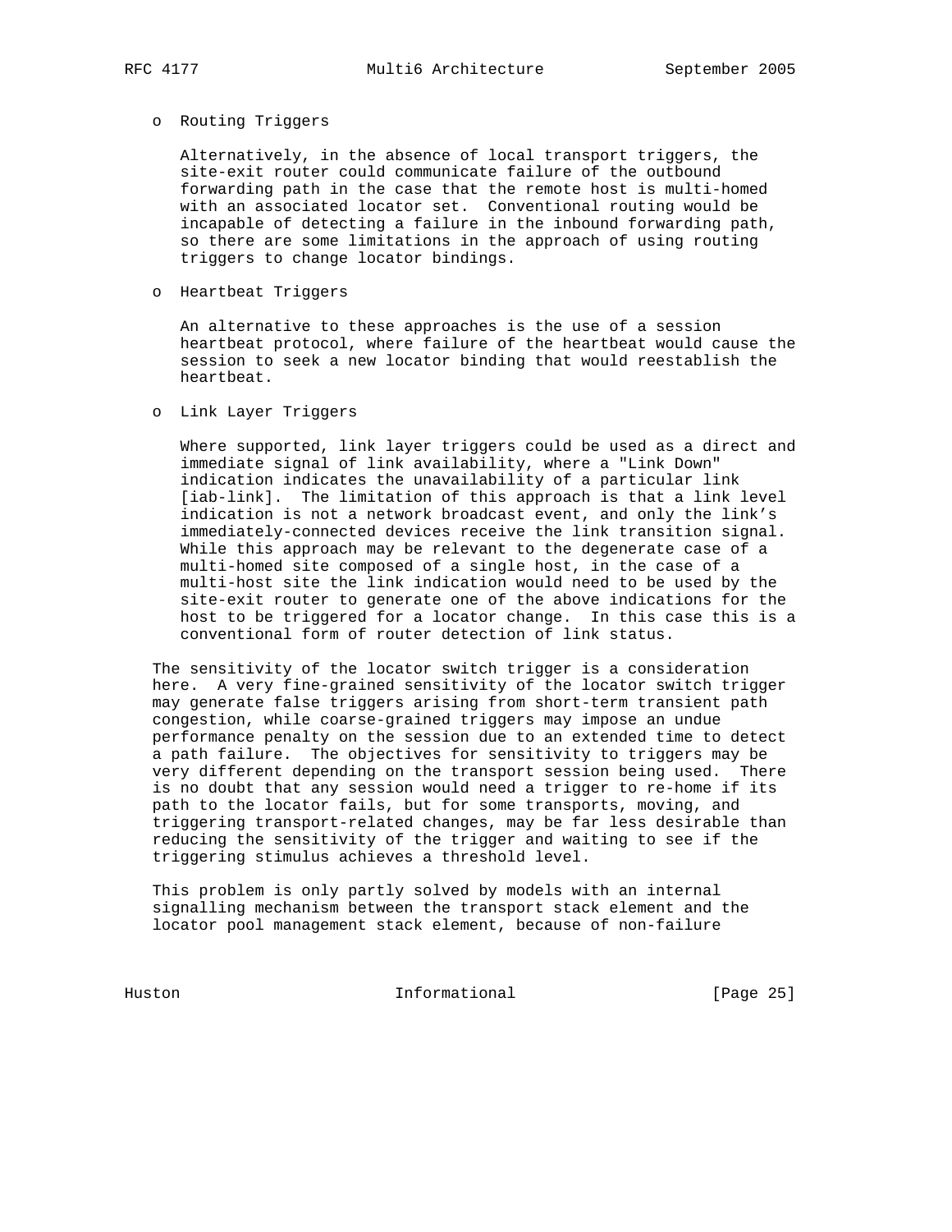- Routing Triggers

  Alternatively, in the absence of local transport triggers, the site-exit router could communicate failure of the outbound forwarding path in the case that the remote host is multi-homed with an associated locator set. Conventional routing would be incapable of detecting a failure in the inbound forwarding path, so there are some limitations in the approach of using routing triggers to change locator bindings.

- Heartbeat Triggers

  An alternative to these approaches is the use of a session heartbeat protocol, where failure of the heartbeat would cause the session to seek a new locator binding that would reestablish the heartbeat.

- Link Layer Triggers

  Where supported, link layer triggers could be used as a direct and immediate signal of link availability, where a "Link Down" indication indicates the unavailability of a particular link [iab-link]. The limitation of this approach is that a link level indication is not a network broadcast event, and only the link's immediately-connected devices receive the link transition signal. While this approach may be relevant to the degenerate case of a multi-homed site composed of a single host, in the case of a multi-host site the link indication would need to be used by the site-exit router to generate one of the above indications for the host to be triggered for a locator change. In this case this is a conventional form of router detection of link status.

The sensitivity of the locator switch trigger is a consideration here. A very fine-grained sensitivity of the locator switch trigger may generate false triggers arising from short-term transient path congestion, while coarse-grained triggers may impose an undue performance penalty on the session due to an extended time to detect a path failure. The objectives for sensitivity to triggers may be very different depending on the transport session being used. There is no doubt that any session would need a trigger to re-home if its path to the locator fails, but for some transports, moving, and triggering transport-related changes, may be far less desirable than reducing the sensitivity of the trigger and waiting to see if the triggering stimulus achieves a threshold level.

This problem is only partly solved by models with an internal signalling mechanism between the transport stack element and the locator pool management stack element, because of non-failure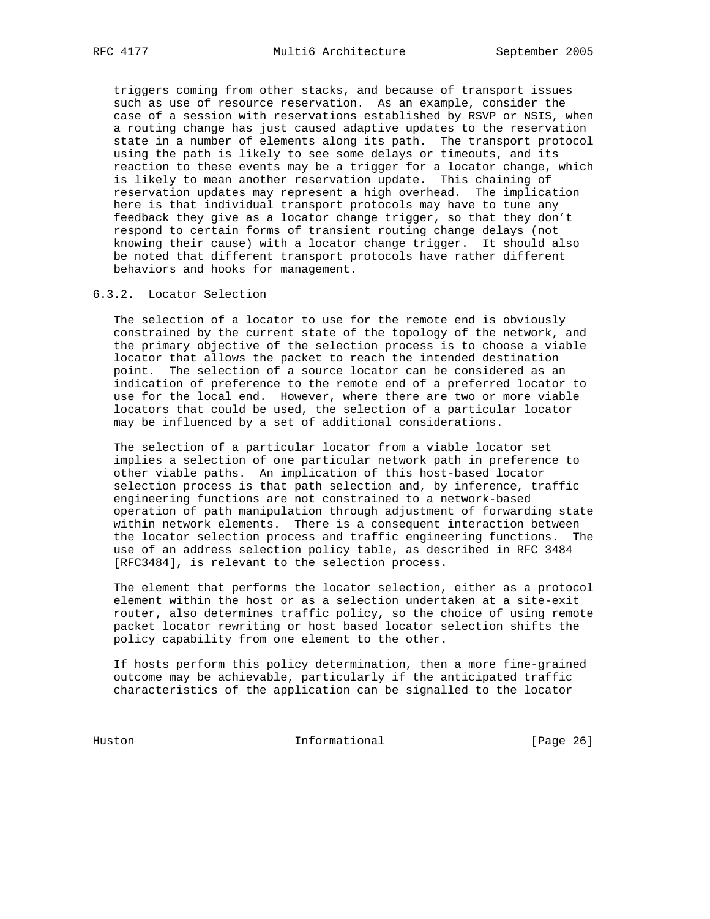triggers coming from other stacks, and because of transport issues such as use of resource reservation. As an example, consider the case of a session with reservations established by RSVP or NSIS, when a routing change has just caused adaptive updates to the reservation state in a number of elements along its path. The transport protocol using the path is likely to see some delays or timeouts, and its reaction to these events may be a trigger for a locator change, which is likely to mean another reservation update. This chaining of reservation updates may represent a high overhead. The implication here is that individual transport protocols may have to tune any feedback they give as a locator change trigger, so that they don't respond to certain forms of transient routing change delays (not knowing their cause) with a locator change trigger. It should also be noted that different transport protocols have rather different behaviors and hooks for management.

### 6.3.2. Locator Selection

The selection of a locator to use for the remote end is obviously constrained by the current state of the topology of the network, and the primary objective of the selection process is to choose a viable locator that allows the packet to reach the intended destination point. The selection of a source locator can be considered as an indication of preference to the remote end of a preferred locator to use for the local end. However, where there are two or more viable locators that could be used, the selection of a particular locator may be influenced by a set of additional considerations.

The selection of a particular locator from a viable locator set implies a selection of one particular network path in preference to other viable paths. An implication of this host-based locator selection process is that path selection and, by inference, traffic engineering functions are not constrained to a network-based operation of path manipulation through adjustment of forwarding state within network elements. There is a consequent interaction between the locator selection process and traffic engineering functions. The use of an address selection policy table, as described in RFC 3484 [RFC3484], is relevant to the selection process.

The element that performs the locator selection, either as a protocol element within the host or as a selection undertaken at a site-exit router, also determines traffic policy, so the choice of using remote packet locator rewriting or host based locator selection shifts the policy capability from one element to the other.

If hosts perform this policy determination, then a more fine-grained outcome may be achievable, particularly if the anticipated traffic characteristics of the application can be signalled to the locator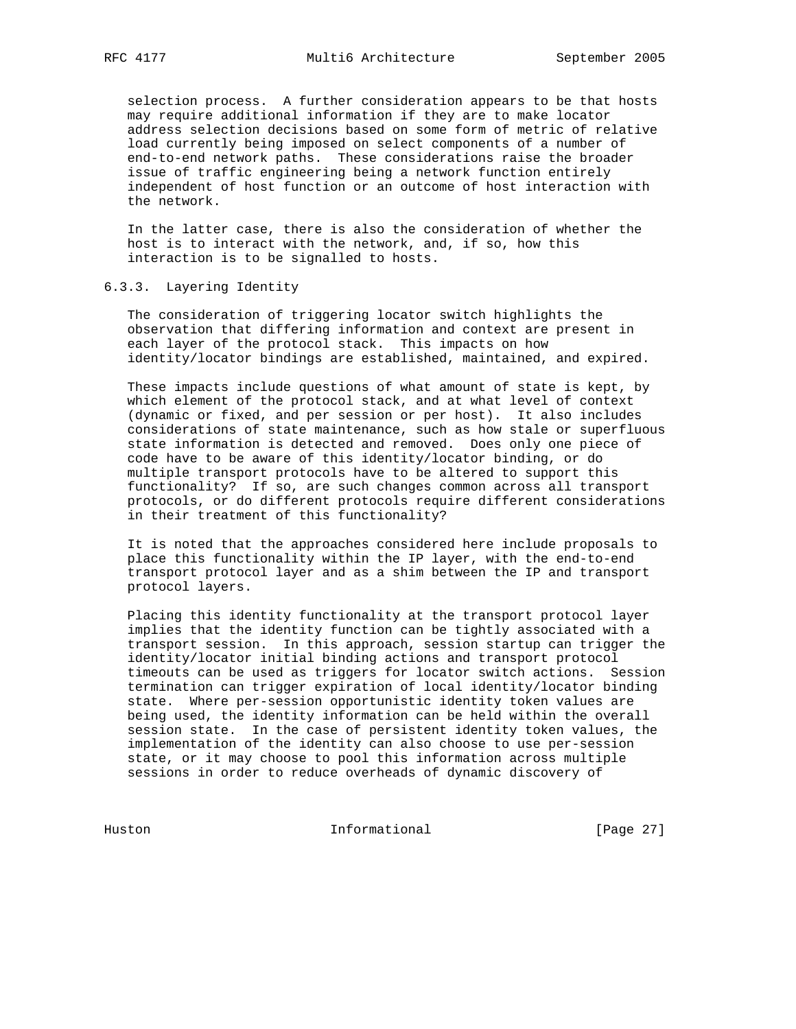selection process. A further consideration appears to be that hosts may require additional information if they are to make locator address selection decisions based on some form of metric of relative load currently being imposed on select components of a number of end-to-end network paths. These considerations raise the broader issue of traffic engineering being a network function entirely independent of host function or an outcome of host interaction with the network.

In the latter case, there is also the consideration of whether the host is to interact with the network, and, if so, how this interaction is to be signalled to hosts.

### 6.3.3. Layering Identity

The consideration of triggering locator switch highlights the observation that differing information and context are present in each layer of the protocol stack. This impacts on how identity/locator bindings are established, maintained, and expired.

These impacts include questions of what amount of state is kept, by which element of the protocol stack, and at what level of context (dynamic or fixed, and per session or per host). It also includes considerations of state maintenance, such as how stale or superfluous state information is detected and removed. Does only one piece of code have to be aware of this identity/locator binding, or do multiple transport protocols have to be altered to support this functionality? If so, are such changes common across all transport protocols, or do different protocols require different considerations in their treatment of this functionality?

It is noted that the approaches considered here include proposals to place this functionality within the IP layer, with the end-to-end transport protocol layer and as a shim between the IP and transport protocol layers.

Placing this identity functionality at the transport protocol layer implies that the identity function can be tightly associated with a transport session. In this approach, session startup can trigger the identity/locator initial binding actions and transport protocol timeouts can be used as triggers for locator switch actions. Session termination can trigger expiration of local identity/locator binding state. Where per-session opportunistic identity token values are being used, the identity information can be held within the overall session state. In the case of persistent identity token values, the implementation of the identity can also choose to use per-session state, or it may choose to pool this information across multiple sessions in order to reduce overheads of dynamic discovery of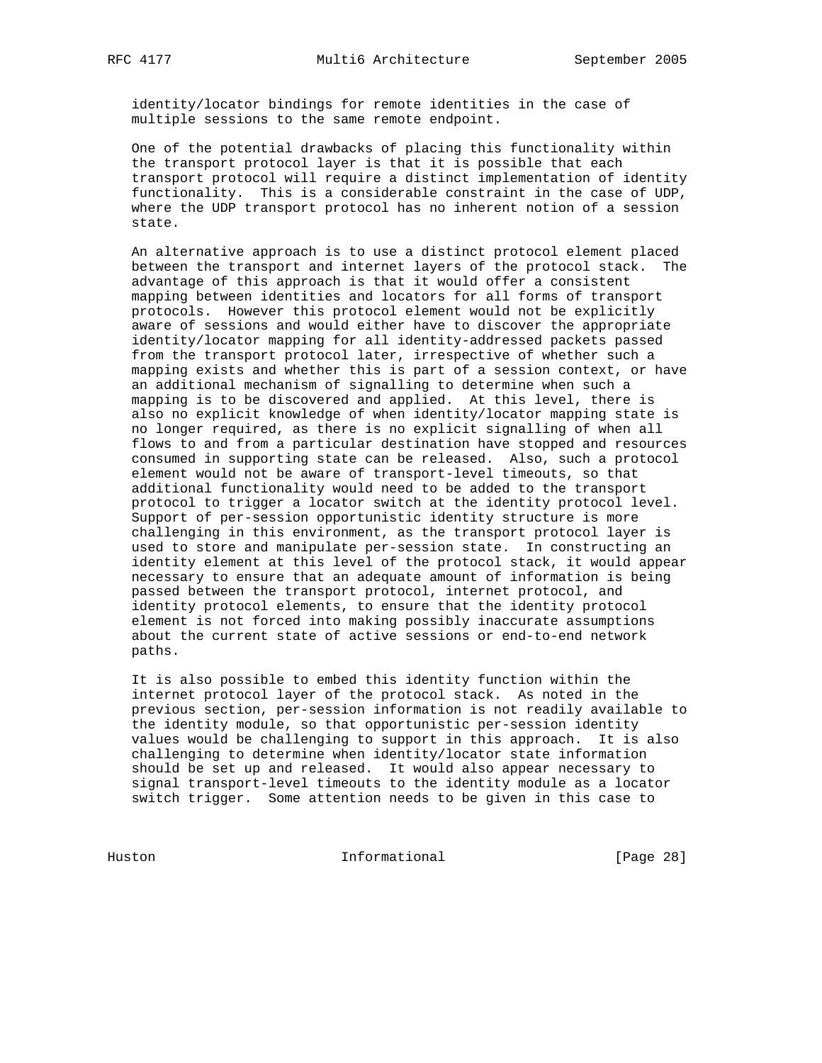identity/locator bindings for remote identities in the case of multiple sessions to the same remote endpoint.

One of the potential drawbacks of placing this functionality within the transport protocol layer is that it is possible that each transport protocol will require a distinct implementation of identity functionality. This is a considerable constraint in the case of UDP, where the UDP transport protocol has no inherent notion of a session state.

An alternative approach is to use a distinct protocol element placed between the transport and internet layers of the protocol stack. The advantage of this approach is that it would offer a consistent mapping between identities and locators for all forms of transport protocols. However this protocol element would not be explicitly aware of sessions and would either have to discover the appropriate identity/locator mapping for all identity-addressed packets passed from the transport protocol later, irrespective of whether such a mapping exists and whether this is part of a session context, or have an additional mechanism of signalling to determine when such a mapping is to be discovered and applied. At this level, there is also no explicit knowledge of when identity/locator mapping state is no longer required, as there is no explicit signalling of when all flows to and from a particular destination have stopped and resources consumed in supporting state can be released. Also, such a protocol element would not be aware of transport-level timeouts, so that additional functionality would need to be added to the transport protocol to trigger a locator switch at the identity protocol level. Support of per-session opportunistic identity structure is more challenging in this environment, as the transport protocol layer is used to store and manipulate per-session state. In constructing an identity element at this level of the protocol stack, it would appear necessary to ensure that an adequate amount of information is being passed between the transport protocol, internet protocol, and identity protocol elements, to ensure that the identity protocol element is not forced into making possibly inaccurate assumptions about the current state of active sessions or end-to-end network paths.

It is also possible to embed this identity function within the internet protocol layer of the protocol stack. As noted in the previous section, per-session information is not readily available to the identity module, so that opportunistic per-session identity values would be challenging to support in this approach. It is also challenging to determine when identity/locator state information should be set up and released. It would also appear necessary to signal transport-level timeouts to the identity module as a locator switch trigger. Some attention needs to be given in this case to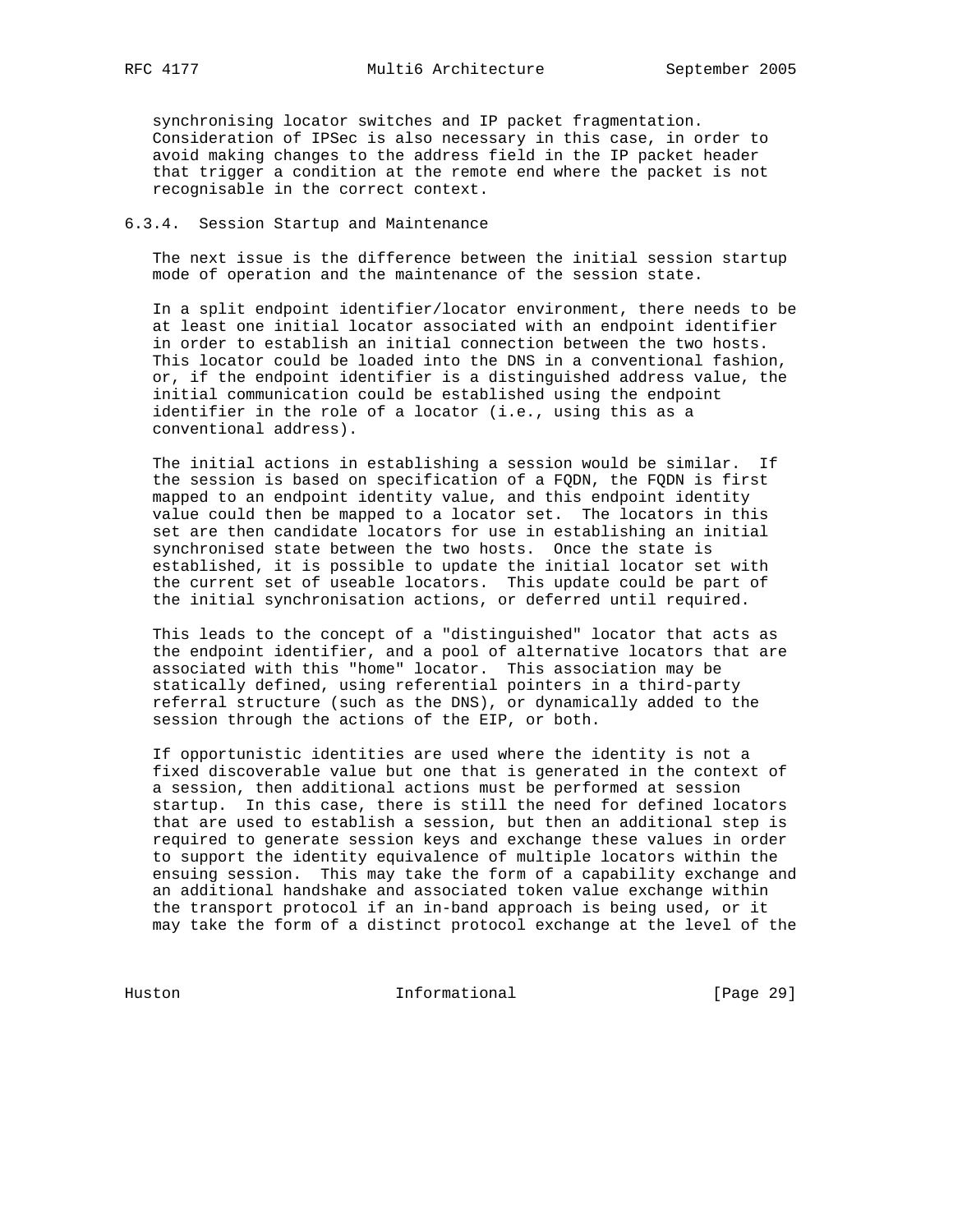synchronising locator switches and IP packet fragmentation. Consideration of IPSec is also necessary in this case, in order to avoid making changes to the address field in the IP packet header that trigger a condition at the remote end where the packet is not recognisable in the correct context.

#### 6.3.4. Session Startup and Maintenance

The next issue is the difference between the initial session startup mode of operation and the maintenance of the session state.

In a split endpoint identifier/locator environment, there needs to be at least one initial locator associated with an endpoint identifier in order to establish an initial connection between the two hosts. This locator could be loaded into the DNS in a conventional fashion, or, if the endpoint identifier is a distinguished address value, the initial communication could be established using the endpoint identifier in the role of a locator (i.e., using this as a conventional address).

The initial actions in establishing a session would be similar. If the session is based on specification of a FQDN, the FQDN is first mapped to an endpoint identity value, and this endpoint identity value could then be mapped to a locator set. The locators in this set are then candidate locators for use in establishing an initial synchronised state between the two hosts. Once the state is established, it is possible to update the initial locator set with the current set of useable locators. This update could be part of the initial synchronisation actions, or deferred until required.

This leads to the concept of a "distinguished" locator that acts as the endpoint identifier, and a pool of alternative locators that are associated with this "home" locator. This association may be statically defined, using referential pointers in a third-party referral structure (such as the DNS), or dynamically added to the session through the actions of the EIP, or both.

If opportunistic identities are used where the identity is not a fixed discoverable value but one that is generated in the context of a session, then additional actions must be performed at session startup. In this case, there is still the need for defined locators that are used to establish a session, but then an additional step is required to generate session keys and exchange these values in order to support the identity equivalence of multiple locators within the ensuing session. This may take the form of a capability exchange and an additional handshake and associated token value exchange within the transport protocol if an in-band approach is being used, or it may take the form of a distinct protocol exchange at the level of the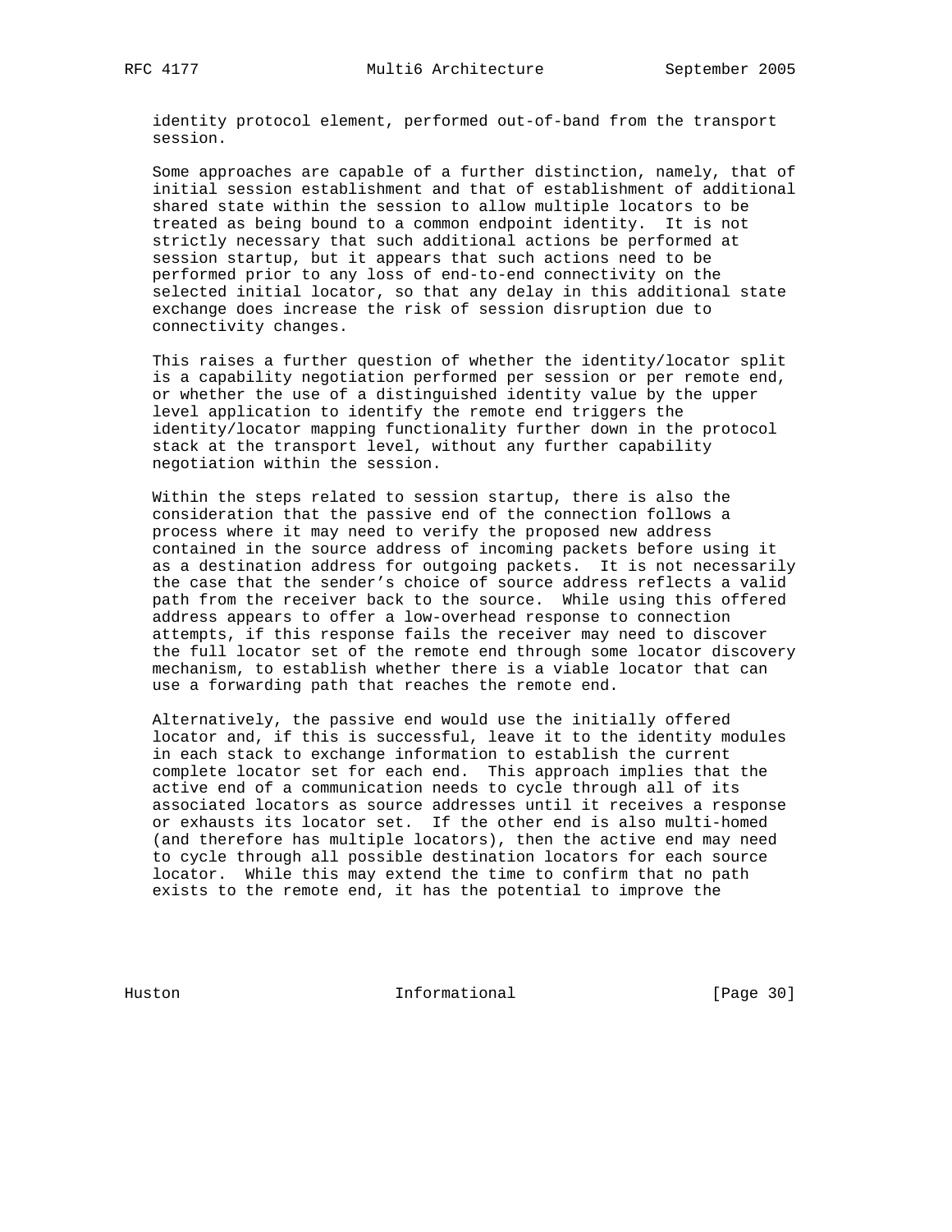identity protocol element, performed out-of-band from the transport session.

Some approaches are capable of a further distinction, namely, that of initial session establishment and that of establishment of additional shared state within the session to allow multiple locators to be treated as being bound to a common endpoint identity. It is not strictly necessary that such additional actions be performed at session startup, but it appears that such actions need to be performed prior to any loss of end-to-end connectivity on the selected initial locator, so that any delay in this additional state exchange does increase the risk of session disruption due to connectivity changes.

This raises a further question of whether the identity/locator split is a capability negotiation performed per session or per remote end, or whether the use of a distinguished identity value by the upper level application to identify the remote end triggers the identity/locator mapping functionality further down in the protocol stack at the transport level, without any further capability negotiation within the session.

Within the steps related to session startup, there is also the consideration that the passive end of the connection follows a process where it may need to verify the proposed new address contained in the source address of incoming packets before using it as a destination address for outgoing packets. It is not necessarily the case that the sender's choice of source address reflects a valid path from the receiver back to the source. While using this offered address appears to offer a low-overhead response to connection attempts, if this response fails the receiver may need to discover the full locator set of the remote end through some locator discovery mechanism, to establish whether there is a viable locator that can use a forwarding path that reaches the remote end.

Alternatively, the passive end would use the initially offered locator and, if this is successful, leave it to the identity modules in each stack to exchange information to establish the current complete locator set for each end. This approach implies that the active end of a communication needs to cycle through all of its associated locators as source addresses until it receives a response or exhausts its locator set. If the other end is also multi-homed (and therefore has multiple locators), then the active end may need to cycle through all possible destination locators for each source locator. While this may extend the time to confirm that no path exists to the remote end, it has the potential to improve the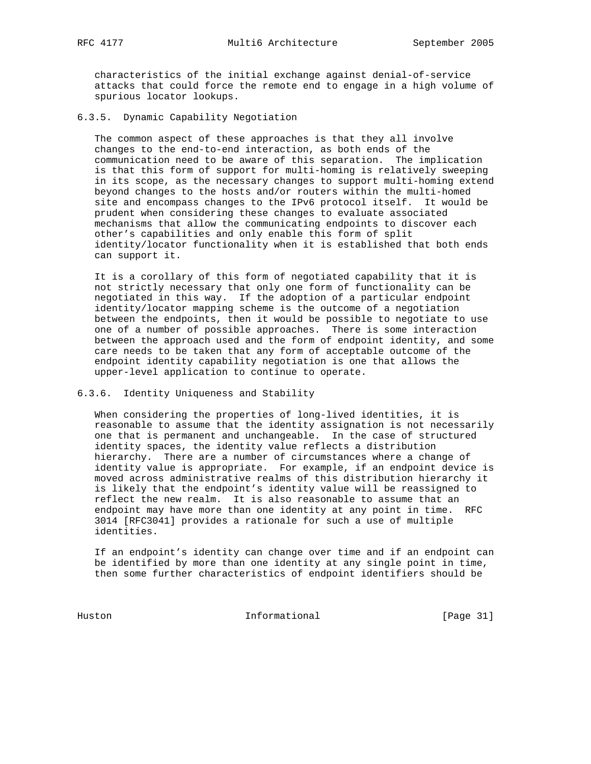characteristics of the initial exchange against denial-of-service attacks that could force the remote end to engage in a high volume of spurious locator lookups.

### 6.3.5. Dynamic Capability Negotiation

The common aspect of these approaches is that they all involve changes to the end-to-end interaction, as both ends of the communication need to be aware of this separation. The implication is that this form of support for multi-homing is relatively sweeping in its scope, as the necessary changes to support multi-homing extend beyond changes to the hosts and/or routers within the multi-homed site and encompass changes to the IPv6 protocol itself. It would be prudent when considering these changes to evaluate associated mechanisms that allow the communicating endpoints to discover each other's capabilities and only enable this form of split identity/locator functionality when it is established that both ends can support it.

It is a corollary of this form of negotiated capability that it is not strictly necessary that only one form of functionality can be negotiated in this way. If the adoption of a particular endpoint identity/locator mapping scheme is the outcome of a negotiation between the endpoints, then it would be possible to negotiate to use one of a number of possible approaches. There is some interaction between the approach used and the form of endpoint identity, and some care needs to be taken that any form of acceptable outcome of the endpoint identity capability negotiation is one that allows the upper-level application to continue to operate.

### 6.3.6. Identity Uniqueness and Stability

When considering the properties of long-lived identities, it is reasonable to assume that the identity assignation is not necessarily one that is permanent and unchangeable. In the case of structured identity spaces, the identity value reflects a distribution hierarchy. There are a number of circumstances where a change of identity value is appropriate. For example, if an endpoint device is moved across administrative realms of this distribution hierarchy it is likely that the endpoint's identity value will be reassigned to reflect the new realm. It is also reasonable to assume that an endpoint may have more than one identity at any point in time. RFC 3014 [RFC3041] provides a rationale for such a use of multiple identities.

If an endpoint's identity can change over time and if an endpoint can be identified by more than one identity at any single point in time, then some further characteristics of endpoint identifiers should be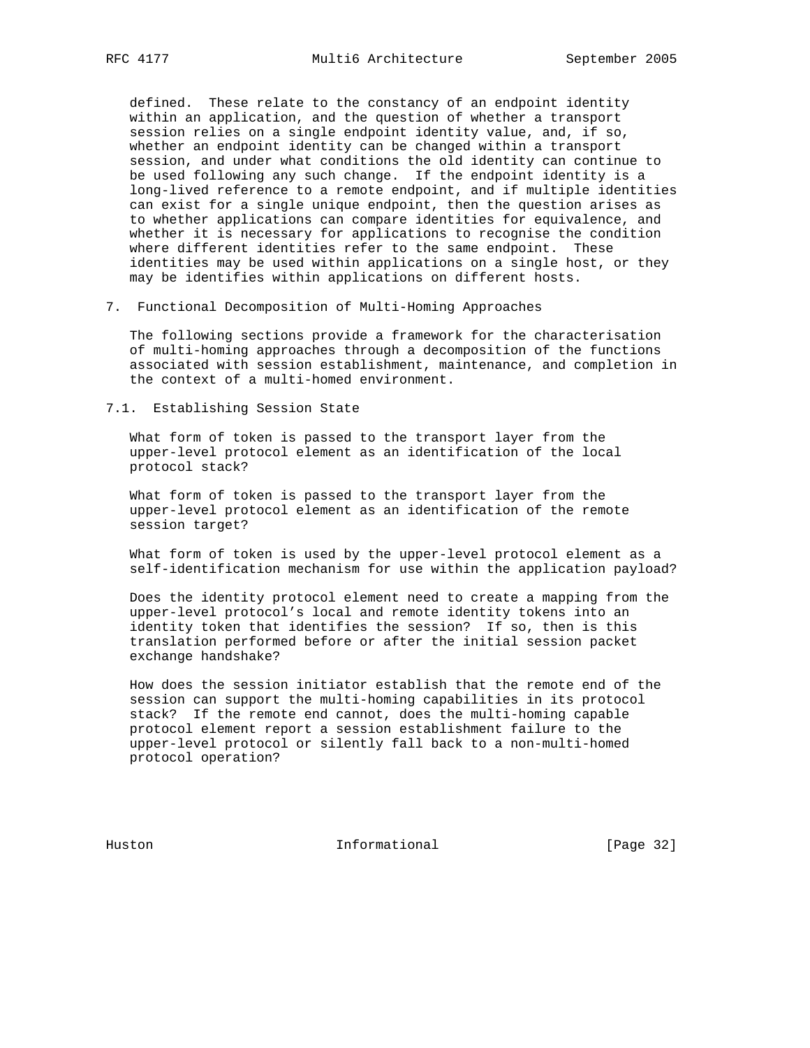defined. These relate to the constancy of an endpoint identity within an application, and the question of whether a transport session relies on a single endpoint identity value, and, if so, whether an endpoint identity can be changed within a transport session, and under what conditions the old identity can continue to be used following any such change. If the endpoint identity is a long-lived reference to a remote endpoint, and if multiple identities can exist for a single unique endpoint, then the question arises as to whether applications can compare identities for equivalence, and whether it is necessary for applications to recognise the condition where different identities refer to the same endpoint. These identities may be used within applications on a single host, or they may be identifies within applications on different hosts.

## 7. Functional Decomposition of Multi-Homing Approaches

The following sections provide a framework for the characterisation of multi-homing approaches through a decomposition of the functions associated with session establishment, maintenance, and completion in the context of a multi-homed environment.

### 7.1. Establishing Session State

What form of token is passed to the transport layer from the upper-level protocol element as an identification of the local protocol stack?

What form of token is passed to the transport layer from the upper-level protocol element as an identification of the remote session target?

What form of token is used by the upper-level protocol element as a self-identification mechanism for use within the application payload?

Does the identity protocol element need to create a mapping from the upper-level protocol's local and remote identity tokens into an identity token that identifies the session? If so, then is this translation performed before or after the initial session packet exchange handshake?

How does the session initiator establish that the remote end of the session can support the multi-homing capabilities in its protocol stack? If the remote end cannot, does the multi-homing capable protocol element report a session establishment failure to the upper-level protocol or silently fall back to a non-multi-homed protocol operation?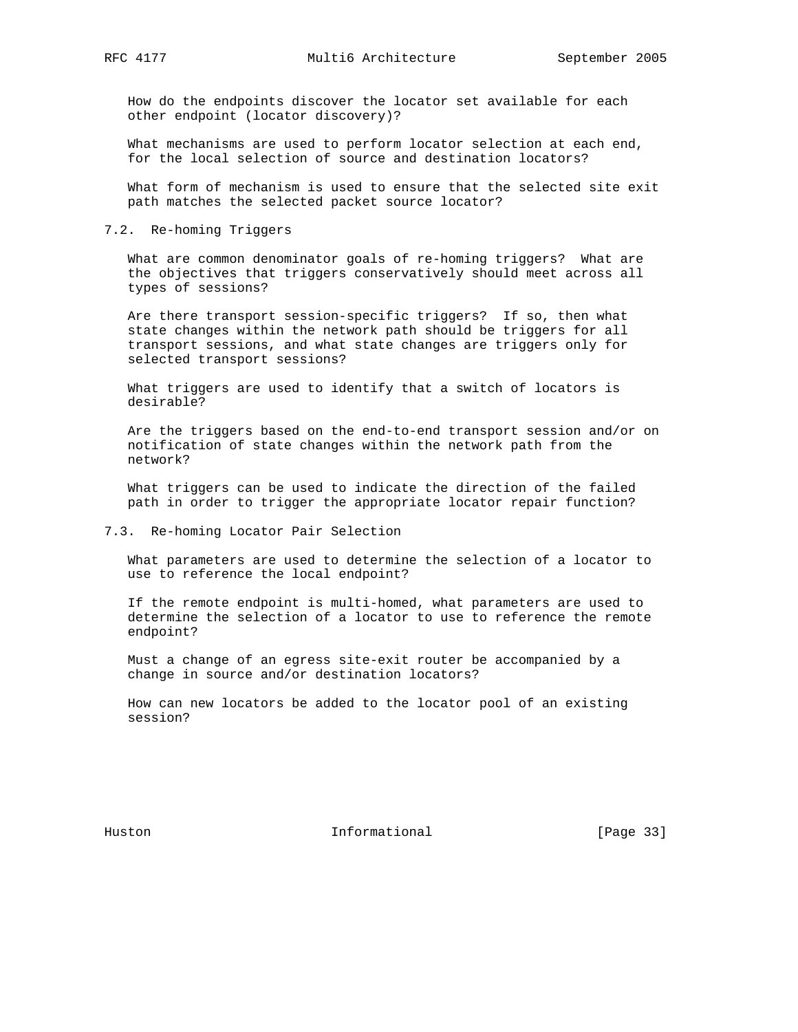How do the endpoints discover the locator set available for each other endpoint (locator discovery)?

What mechanisms are used to perform locator selection at each end, for the local selection of source and destination locators?

What form of mechanism is used to ensure that the selected site exit path matches the selected packet source locator?

### 7.2. Re-homing Triggers

What are common denominator goals of re-homing triggers? What are the objectives that triggers conservatively should meet across all types of sessions?

Are there transport session-specific triggers? If so, then what state changes within the network path should be triggers for all transport sessions, and what state changes are triggers only for selected transport sessions?

What triggers are used to identify that a switch of locators is desirable?

Are the triggers based on the end-to-end transport session and/or on notification of state changes within the network path from the network?

What triggers can be used to indicate the direction of the failed path in order to trigger the appropriate locator repair function?

### 7.3. Re-homing Locator Pair Selection

What parameters are used to determine the selection of a locator to use to reference the local endpoint?

If the remote endpoint is multi-homed, what parameters are used to determine the selection of a locator to use to reference the remote endpoint?

Must a change of an egress site-exit router be accompanied by a change in source and/or destination locators?

How can new locators be added to the locator pool of an existing session?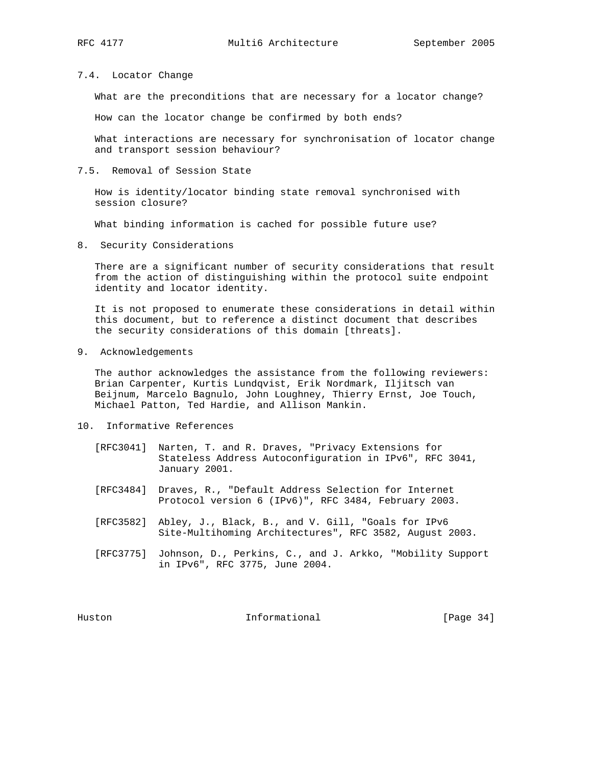### 7.4. Locator Change

What are the preconditions that are necessary for a locator change?

How can the locator change be confirmed by both ends?

What interactions are necessary for synchronisation of locator change and transport session behaviour?

### 7.5. Removal of Session State

How is identity/locator binding state removal synchronised with session closure?

What binding information is cached for possible future use?

## 8. Security Considerations

There are a significant number of security considerations that result from the action of distinguishing within the protocol suite endpoint identity and locator identity.

It is not proposed to enumerate these considerations in detail within this document, but to reference a distinct document that describes the security considerations of this domain [threats].

## 9. Acknowledgements

The author acknowledges the assistance from the following reviewers: Brian Carpenter, Kurtis Lundqvist, Erik Nordmark, Iljitsch van Beijnum, Marcelo Bagnulo, John Loughney, Thierry Ernst, Joe Touch, Michael Patton, Ted Hardie, and Allison Mankin.

## 10. Informative References

[RFC3041] Narten, T. and R. Draves, "Privacy Extensions for Stateless Address Autoconfiguration in IPv6", RFC 3041, January 2001.

[RFC3484] Draves, R., "Default Address Selection for Internet Protocol version 6 (IPv6)", RFC 3484, February 2003.

[RFC3582] Abley, J., Black, B., and V. Gill, "Goals for IPv6 Site-Multihoming Architectures", RFC 3582, August 2003.

[RFC3775] Johnson, D., Perkins, C., and J. Arkko, "Mobility Support in IPv6", RFC 3775, June 2004.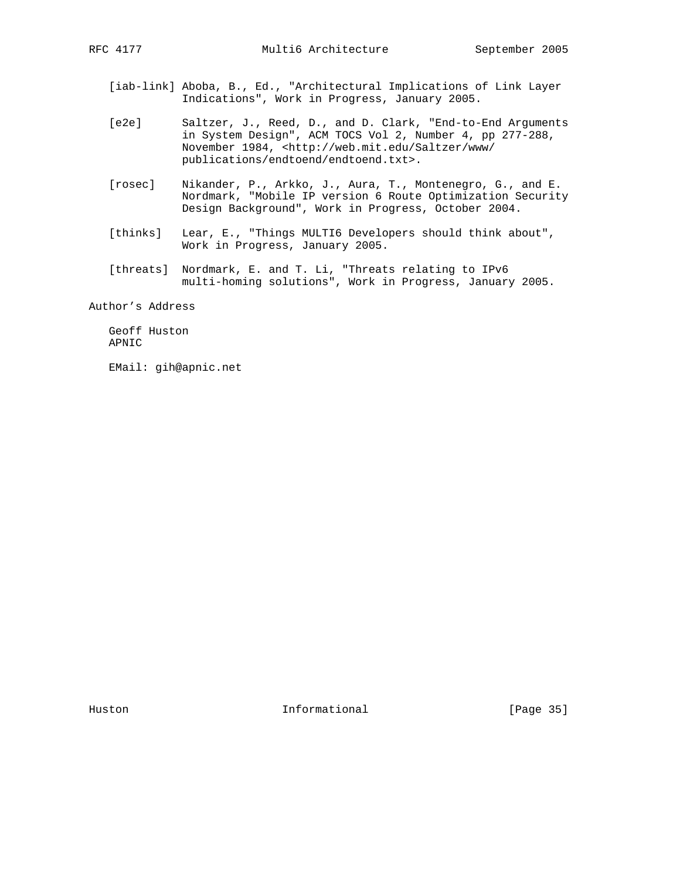[iab-link] Aboba, B., Ed., "Architectural Implications of Link Layer Indications", Work in Progress, January 2005.

[e2e] Saltzer, J., Reed, D., and D. Clark, "End-to-End Arguments in System Design", ACM TOCS Vol 2, Number 4, pp 277-288, November 1984, <http://web.mit.edu/Saltzer/www/publications/endtoend/endtoend.txt>.

[rosec] Nikander, P., Arkko, J., Aura, T., Montenegro, G., and E. Nordmark, "Mobile IP version 6 Route Optimization Security Design Background", Work in Progress, October 2004.

[thinks] Lear, E., "Things MULTI6 Developers should think about", Work in Progress, January 2005.

[threats] Nordmark, E. and T. Li, "Threats relating to IPv6 multi-homing solutions", Work in Progress, January 2005.

## Author's Address

Geoff Huston
APNIC

EMail: gih@apnic.net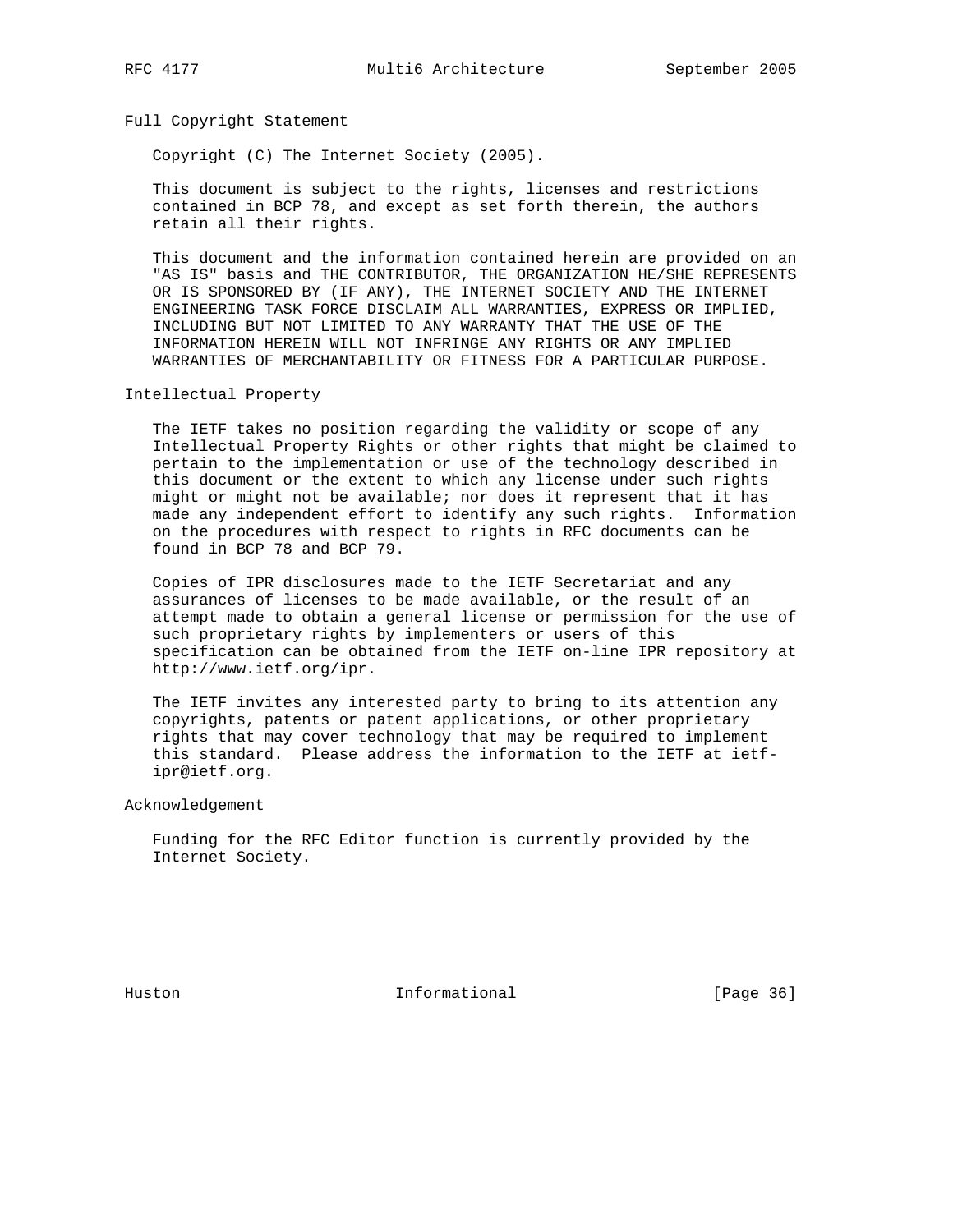## Full Copyright Statement

Copyright (C) The Internet Society (2005).

This document is subject to the rights, licenses and restrictions contained in BCP 78, and except as set forth therein, the authors retain all their rights.

This document and the information contained herein are provided on an "AS IS" basis and THE CONTRIBUTOR, THE ORGANIZATION HE/SHE REPRESENTS OR IS SPONSORED BY (IF ANY), THE INTERNET SOCIETY AND THE INTERNET ENGINEERING TASK FORCE DISCLAIM ALL WARRANTIES, EXPRESS OR IMPLIED, INCLUDING BUT NOT LIMITED TO ANY WARRANTY THAT THE USE OF THE INFORMATION HEREIN WILL NOT INFRINGE ANY RIGHTS OR ANY IMPLIED WARRANTIES OF MERCHANTABILITY OR FITNESS FOR A PARTICULAR PURPOSE.

## Intellectual Property

The IETF takes no position regarding the validity or scope of any Intellectual Property Rights or other rights that might be claimed to pertain to the implementation or use of the technology described in this document or the extent to which any license under such rights might or might not be available; nor does it represent that it has made any independent effort to identify any such rights. Information on the procedures with respect to rights in RFC documents can be found in BCP 78 and BCP 79.

Copies of IPR disclosures made to the IETF Secretariat and any assurances of licenses to be made available, or the result of an attempt made to obtain a general license or permission for the use of such proprietary rights by implementers or users of this specification can be obtained from the IETF on-line IPR repository at http://www.ietf.org/ipr.

The IETF invites any interested party to bring to its attention any copyrights, patents or patent applications, or other proprietary rights that may cover technology that may be required to implement this standard. Please address the information to the IETF at ietf-ipr@ietf.org.

## Acknowledgement

Funding for the RFC Editor function is currently provided by the Internet Society.